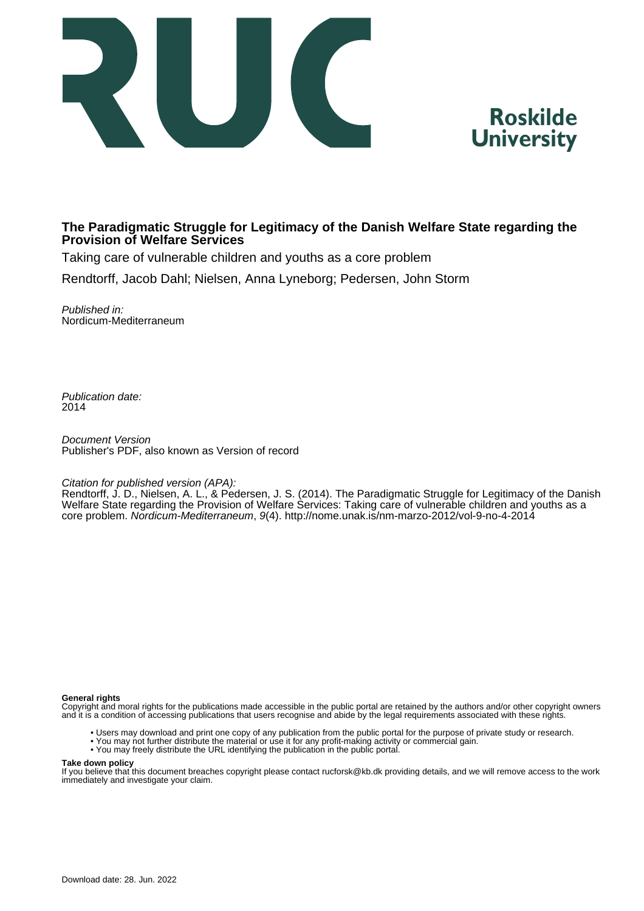# The Paradigmatic Struggle for Legitimacy of the Danish Welfare State regarding the Provision of Welfare Services

Taking care of vulnerable children and youths as a core problem

Rendtorff, Jacob Dahl; Nielsen, Anna Lyneborg; Pedersen, John Storm

*Published in:*
Nordicum-Mediterraneum

*Publication date:*
2014

*Document Version*
Publisher's PDF, also known as Version of record

*Citation for published version (APA):*
Rendtorff, J. D., Nielsen, A. L., & Pedersen, J. S. (2014). The Paradigmatic Struggle for Legitimacy of the Danish Welfare State regarding the Provision of Welfare Services: Taking care of vulnerable children and youths as a core problem. *Nordicum-Mediterraneum*, *9*(4). http://nome.unak.is/nm-marzo-2012/vol-9-no-4-2014

**General rights**
Copyright and moral rights for the publications made accessible in the public portal are retained by the authors and/or other copyright owners and it is a condition of accessing publications that users recognise and abide by the legal requirements associated with these rights.

- Users may download and print one copy of any publication from the public portal for the purpose of private study or research.
- You may not further distribute the material or use it for any profit-making activity or commercial gain.
- You may freely distribute the URL identifying the publication in the public portal.

**Take down policy**
If you believe that this document breaches copyright please contact rucforsk@kb.dk providing details, and we will remove access to the work immediately and investigate your claim.

Download date: 28. Jun. 2022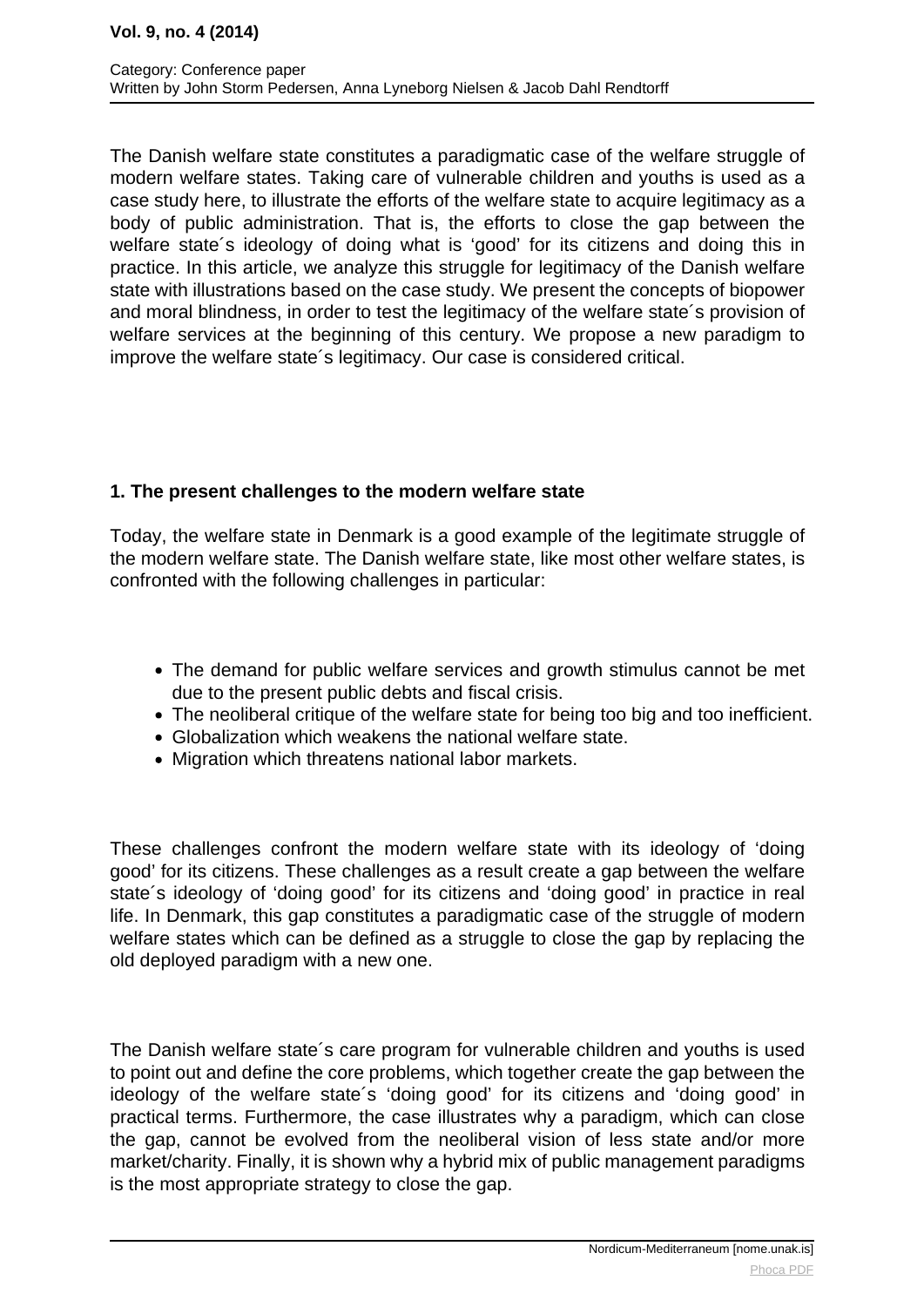The Danish welfare state constitutes a paradigmatic case of the welfare struggle of modern welfare states. Taking care of vulnerable children and youths is used as a case study here, to illustrate the efforts of the welfare state to acquire legitimacy as a body of public administration. That is, the efforts to close the gap between the welfare state´s ideology of doing what is 'good' for its citizens and doing this in practice. In this article, we analyze this struggle for legitimacy of the Danish welfare state with illustrations based on the case study. We present the concepts of biopower and moral blindness, in order to test the legitimacy of the welfare state´s provision of welfare services at the beginning of this century. We propose a new paradigm to improve the welfare state´s legitimacy. Our case is considered critical.

### 1. The present challenges to the modern welfare state

Today, the welfare state in Denmark is a good example of the legitimate struggle of the modern welfare state. The Danish welfare state, like most other welfare states, is confronted with the following challenges in particular:

- The demand for public welfare services and growth stimulus cannot be met due to the present public debts and fiscal crisis.
- The neoliberal critique of the welfare state for being too big and too inefficient.
- Globalization which weakens the national welfare state.
- Migration which threatens national labor markets.

These challenges confront the modern welfare state with its ideology of 'doing good' for its citizens. These challenges as a result create a gap between the welfare state´s ideology of 'doing good' for its citizens and 'doing good' in practice in real life. In Denmark, this gap constitutes a paradigmatic case of the struggle of modern welfare states which can be defined as a struggle to close the gap by replacing the old deployed paradigm with a new one.

The Danish welfare state´s care program for vulnerable children and youths is used to point out and define the core problems, which together create the gap between the ideology of the welfare state´s 'doing good' for its citizens and 'doing good' in practical terms. Furthermore, the case illustrates why a paradigm, which can close the gap, cannot be evolved from the neoliberal vision of less state and/or more market/charity. Finally, it is shown why a hybrid mix of public management paradigms is the most appropriate strategy to close the gap.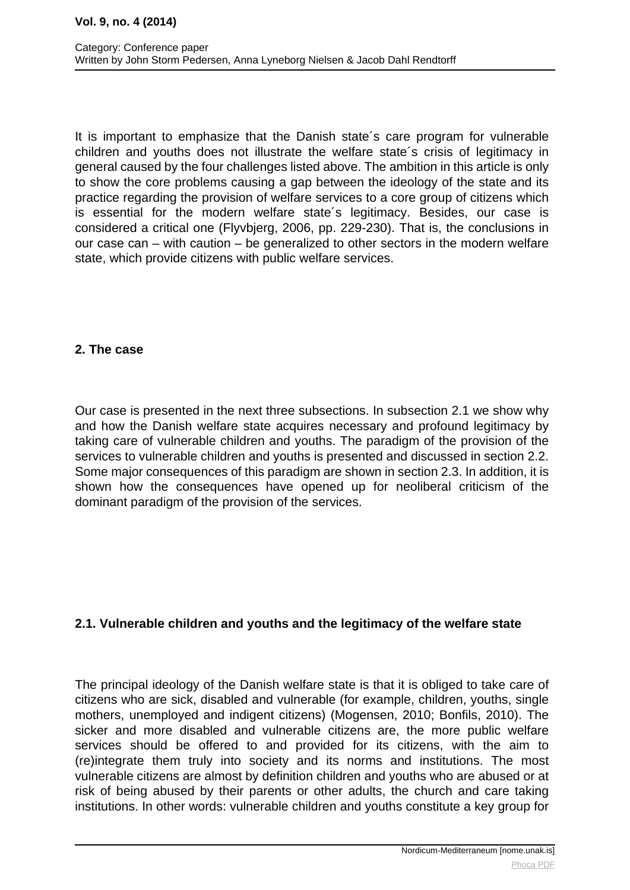It is important to emphasize that the Danish state´s care program for vulnerable children and youths does not illustrate the welfare state´s crisis of legitimacy in general caused by the four challenges listed above. The ambition in this article is only to show the core problems causing a gap between the ideology of the state and its practice regarding the provision of welfare services to a core group of citizens which is essential for the modern welfare state´s legitimacy. Besides, our case is considered a critical one (Flyvbjerg, 2006, pp. 229-230). That is, the conclusions in our case can – with caution – be generalized to other sectors in the modern welfare state, which provide citizens with public welfare services.

## 2. The case

Our case is presented in the next three subsections. In subsection 2.1 we show why and how the Danish welfare state acquires necessary and profound legitimacy by taking care of vulnerable children and youths. The paradigm of the provision of the services to vulnerable children and youths is presented and discussed in section 2.2. Some major consequences of this paradigm are shown in section 2.3. In addition, it is shown how the consequences have opened up for neoliberal criticism of the dominant paradigm of the provision of the services.

### 2.1. Vulnerable children and youths and the legitimacy of the welfare state

The principal ideology of the Danish welfare state is that it is obliged to take care of citizens who are sick, disabled and vulnerable (for example, children, youths, single mothers, unemployed and indigent citizens) (Mogensen, 2010; Bonfils, 2010). The sicker and more disabled and vulnerable citizens are, the more public welfare services should be offered to and provided for its citizens, with the aim to (re)integrate them truly into society and its norms and institutions. The most vulnerable citizens are almost by definition children and youths who are abused or at risk of being abused by their parents or other adults, the church and care taking institutions. In other words: vulnerable children and youths constitute a key group for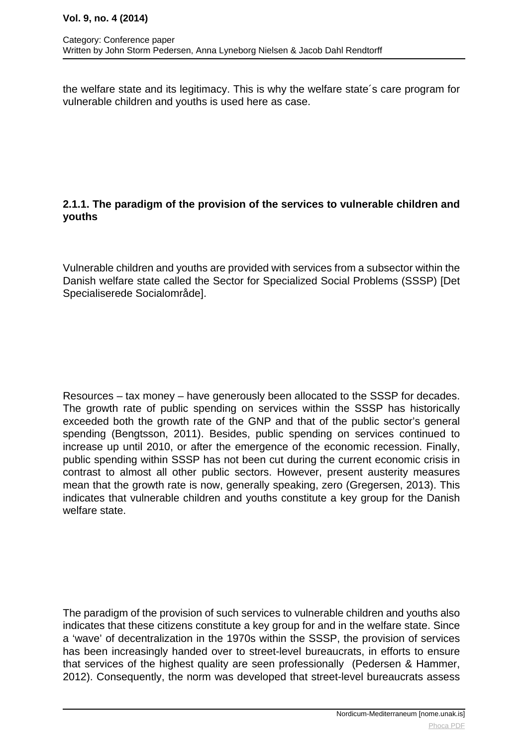the welfare state and its legitimacy. This is why the welfare state´s care program for vulnerable children and youths is used here as case.

#### 2.1.1. The paradigm of the provision of the services to vulnerable children and youths

Vulnerable children and youths are provided with services from a subsector within the Danish welfare state called the Sector for Specialized Social Problems (SSSP) [Det Specialiserede Socialområde].

Resources – tax money – have generously been allocated to the SSSP for decades. The growth rate of public spending on services within the SSSP has historically exceeded both the growth rate of the GNP and that of the public sector's general spending (Bengtsson, 2011). Besides, public spending on services continued to increase up until 2010, or after the emergence of the economic recession. Finally, public spending within SSSP has not been cut during the current economic crisis in contrast to almost all other public sectors. However, present austerity measures mean that the growth rate is now, generally speaking, zero (Gregersen, 2013). This indicates that vulnerable children and youths constitute a key group for the Danish welfare state.

The paradigm of the provision of such services to vulnerable children and youths also indicates that these citizens constitute a key group for and in the welfare state. Since a 'wave' of decentralization in the 1970s within the SSSP, the provision of services has been increasingly handed over to street-level bureaucrats, in efforts to ensure that services of the highest quality are seen professionally (Pedersen & Hammer, 2012). Consequently, the norm was developed that street-level bureaucrats assess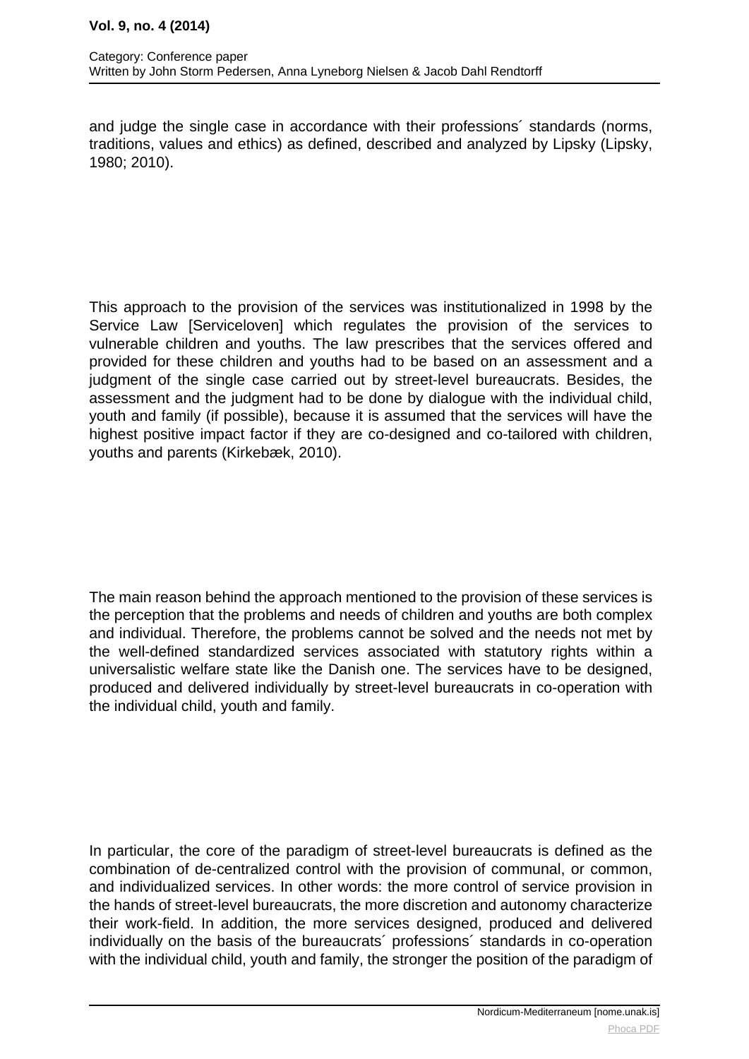and judge the single case in accordance with their professions´ standards (norms, traditions, values and ethics) as defined, described and analyzed by Lipsky (Lipsky, 1980; 2010).

This approach to the provision of the services was institutionalized in 1998 by the Service Law [Serviceloven] which regulates the provision of the services to vulnerable children and youths. The law prescribes that the services offered and provided for these children and youths had to be based on an assessment and a judgment of the single case carried out by street-level bureaucrats. Besides, the assessment and the judgment had to be done by dialogue with the individual child, youth and family (if possible), because it is assumed that the services will have the highest positive impact factor if they are co-designed and co-tailored with children, youths and parents (Kirkebæk, 2010).

The main reason behind the approach mentioned to the provision of these services is the perception that the problems and needs of children and youths are both complex and individual. Therefore, the problems cannot be solved and the needs not met by the well-defined standardized services associated with statutory rights within a universalistic welfare state like the Danish one. The services have to be designed, produced and delivered individually by street-level bureaucrats in co-operation with the individual child, youth and family.

In particular, the core of the paradigm of street-level bureaucrats is defined as the combination of de-centralized control with the provision of communal, or common, and individualized services. In other words: the more control of service provision in the hands of street-level bureaucrats, the more discretion and autonomy characterize their work-field. In addition, the more services designed, produced and delivered individually on the basis of the bureaucrats´ professions´ standards in co-operation with the individual child, youth and family, the stronger the position of the paradigm of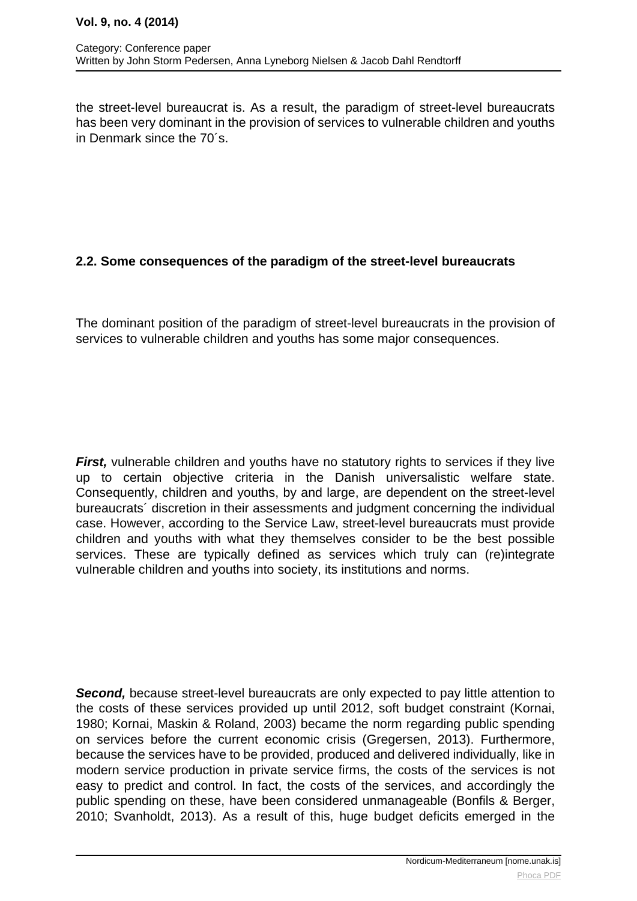the street-level bureaucrat is. As a result, the paradigm of street-level bureaucrats has been very dominant in the provision of services to vulnerable children and youths in Denmark since the 70´s.

### 2.2. Some consequences of the paradigm of the street-level bureaucrats

The dominant position of the paradigm of street-level bureaucrats in the provision of services to vulnerable children and youths has some major consequences.

***First,*** vulnerable children and youths have no statutory rights to services if they live up to certain objective criteria in the Danish universalistic welfare state. Consequently, children and youths, by and large, are dependent on the street-level bureaucrats´ discretion in their assessments and judgment concerning the individual case. However, according to the Service Law, street-level bureaucrats must provide children and youths with what they themselves consider to be the best possible services. These are typically defined as services which truly can (re)integrate vulnerable children and youths into society, its institutions and norms.

***Second,*** because street-level bureaucrats are only expected to pay little attention to the costs of these services provided up until 2012, soft budget constraint (Kornai, 1980; Kornai, Maskin & Roland, 2003) became the norm regarding public spending on services before the current economic crisis (Gregersen, 2013). Furthermore, because the services have to be provided, produced and delivered individually, like in modern service production in private service firms, the costs of the services is not easy to predict and control. In fact, the costs of the services, and accordingly the public spending on these, have been considered unmanageable (Bonfils & Berger, 2010; Svanholdt, 2013). As a result of this, huge budget deficits emerged in the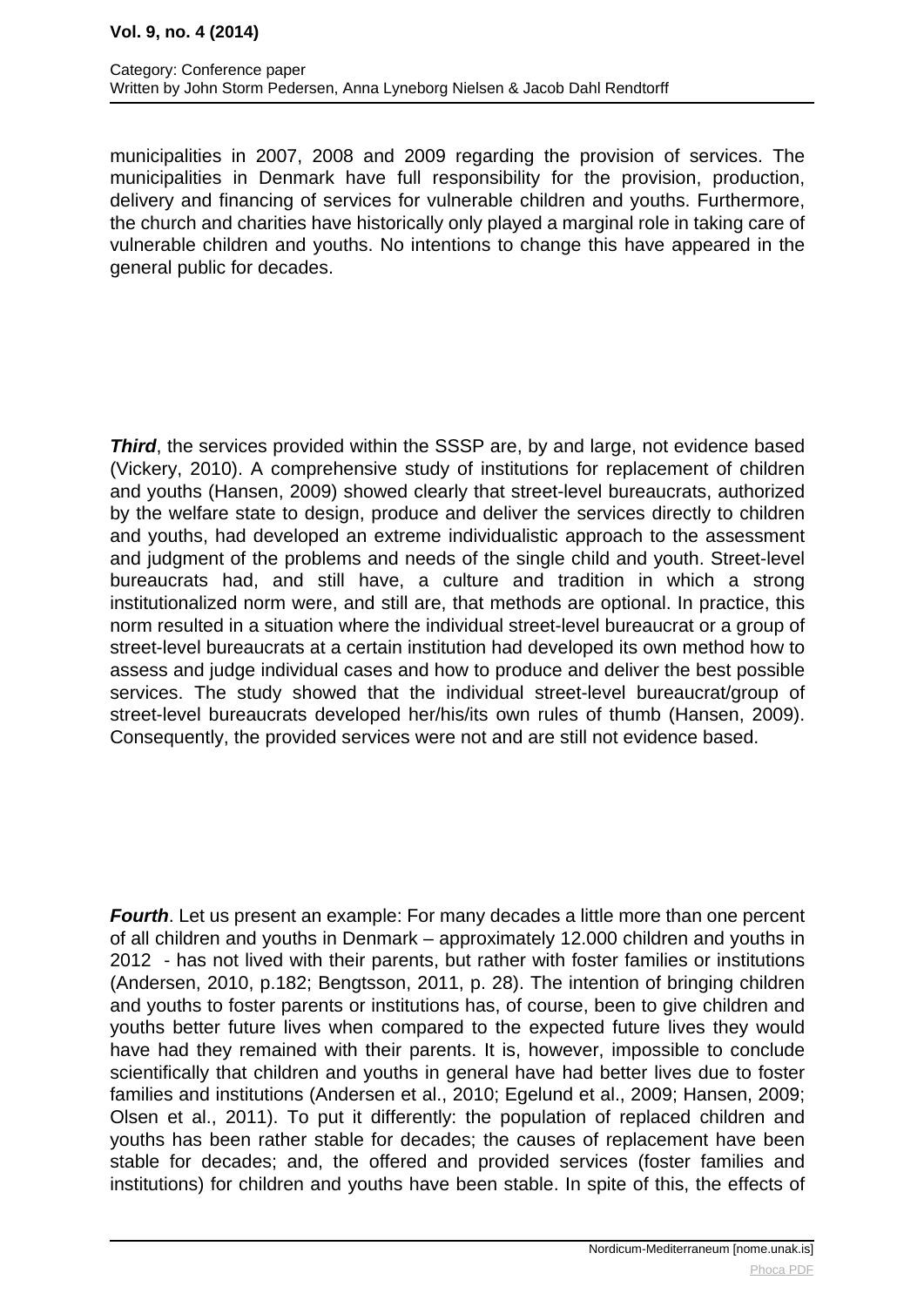municipalities in 2007, 2008 and 2009 regarding the provision of services. The municipalities in Denmark have full responsibility for the provision, production, delivery and financing of services for vulnerable children and youths. Furthermore, the church and charities have historically only played a marginal role in taking care of vulnerable children and youths. No intentions to change this have appeared in the general public for decades.

***Third***, the services provided within the SSSP are, by and large, not evidence based (Vickery, 2010). A comprehensive study of institutions for replacement of children and youths (Hansen, 2009) showed clearly that street-level bureaucrats, authorized by the welfare state to design, produce and deliver the services directly to children and youths, had developed an extreme individualistic approach to the assessment and judgment of the problems and needs of the single child and youth. Street-level bureaucrats had, and still have, a culture and tradition in which a strong institutionalized norm were, and still are, that methods are optional. In practice, this norm resulted in a situation where the individual street-level bureaucrat or a group of street-level bureaucrats at a certain institution had developed its own method how to assess and judge individual cases and how to produce and deliver the best possible services. The study showed that the individual street-level bureaucrat/group of street-level bureaucrats developed her/his/its own rules of thumb (Hansen, 2009). Consequently, the provided services were not and are still not evidence based.

***Fourth***. Let us present an example: For many decades a little more than one percent of all children and youths in Denmark – approximately 12.000 children and youths in 2012 - has not lived with their parents, but rather with foster families or institutions (Andersen, 2010, p.182; Bengtsson, 2011, p. 28). The intention of bringing children and youths to foster parents or institutions has, of course, been to give children and youths better future lives when compared to the expected future lives they would have had they remained with their parents. It is, however, impossible to conclude scientifically that children and youths in general have had better lives due to foster families and institutions (Andersen et al., 2010; Egelund et al., 2009; Hansen, 2009; Olsen et al., 2011). To put it differently: the population of replaced children and youths has been rather stable for decades; the causes of replacement have been stable for decades; and, the offered and provided services (foster families and institutions) for children and youths have been stable. In spite of this, the effects of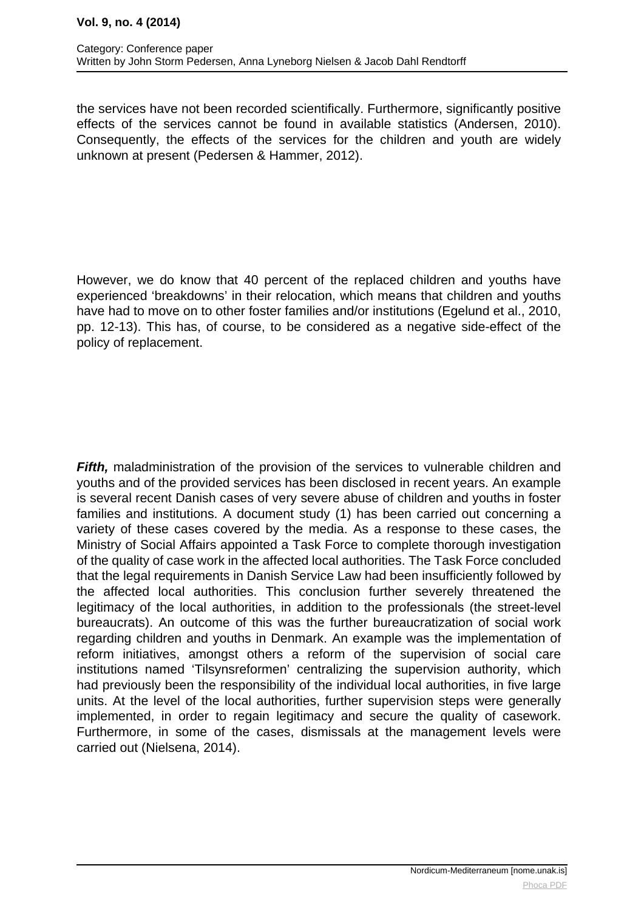the services have not been recorded scientifically. Furthermore, significantly positive effects of the services cannot be found in available statistics (Andersen, 2010). Consequently, the effects of the services for the children and youth are widely unknown at present (Pedersen & Hammer, 2012).

However, we do know that 40 percent of the replaced children and youths have experienced 'breakdowns' in their relocation, which means that children and youths have had to move on to other foster families and/or institutions (Egelund et al., 2010, pp. 12-13). This has, of course, to be considered as a negative side-effect of the policy of replacement.

***Fifth,*** maladministration of the provision of the services to vulnerable children and youths and of the provided services has been disclosed in recent years. An example is several recent Danish cases of very severe abuse of children and youths in foster families and institutions. A document study (1) has been carried out concerning a variety of these cases covered by the media. As a response to these cases, the Ministry of Social Affairs appointed a Task Force to complete thorough investigation of the quality of case work in the affected local authorities. The Task Force concluded that the legal requirements in Danish Service Law had been insufficiently followed by the affected local authorities. This conclusion further severely threatened the legitimacy of the local authorities, in addition to the professionals (the street-level bureaucrats). An outcome of this was the further bureaucratization of social work regarding children and youths in Denmark. An example was the implementation of reform initiatives, amongst others a reform of the supervision of social care institutions named 'Tilsynsreformen' centralizing the supervision authority, which had previously been the responsibility of the individual local authorities, in five large units. At the level of the local authorities, further supervision steps were generally implemented, in order to regain legitimacy and secure the quality of casework. Furthermore, in some of the cases, dismissals at the management levels were carried out (Nielsena, 2014).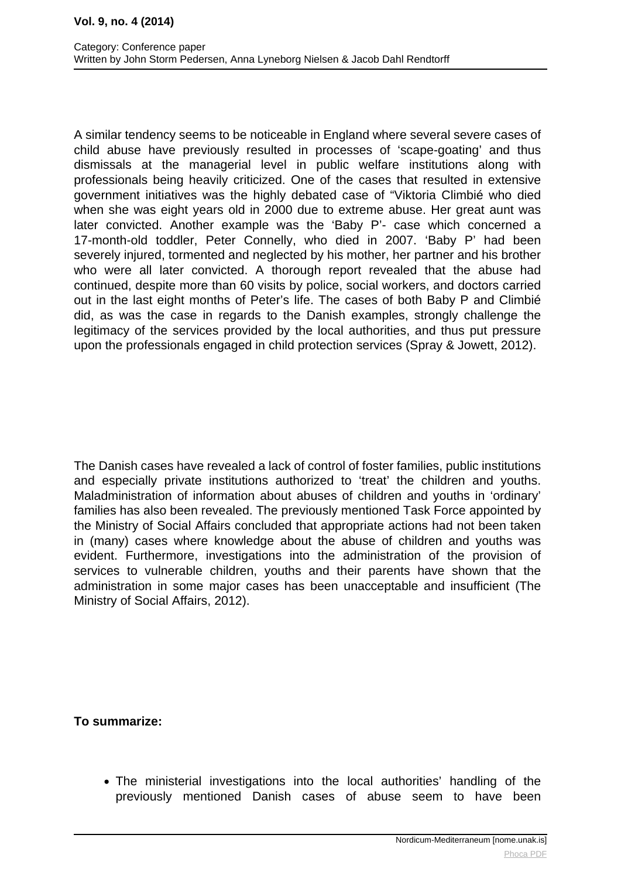A similar tendency seems to be noticeable in England where several severe cases of child abuse have previously resulted in processes of 'scape-goating' and thus dismissals at the managerial level in public welfare institutions along with professionals being heavily criticized. One of the cases that resulted in extensive government initiatives was the highly debated case of "Viktoria Climbié who died when she was eight years old in 2000 due to extreme abuse. Her great aunt was later convicted. Another example was the 'Baby P'- case which concerned a 17-month-old toddler, Peter Connelly, who died in 2007. 'Baby P' had been severely injured, tormented and neglected by his mother, her partner and his brother who were all later convicted. A thorough report revealed that the abuse had continued, despite more than 60 visits by police, social workers, and doctors carried out in the last eight months of Peter's life. The cases of both Baby P and Climbié did, as was the case in regards to the Danish examples, strongly challenge the legitimacy of the services provided by the local authorities, and thus put pressure upon the professionals engaged in child protection services (Spray & Jowett, 2012).

The Danish cases have revealed a lack of control of foster families, public institutions and especially private institutions authorized to 'treat' the children and youths. Maladministration of information about abuses of children and youths in 'ordinary' families has also been revealed. The previously mentioned Task Force appointed by the Ministry of Social Affairs concluded that appropriate actions had not been taken in (many) cases where knowledge about the abuse of children and youths was evident. Furthermore, investigations into the administration of the provision of services to vulnerable children, youths and their parents have shown that the administration in some major cases has been unacceptable and insufficient (The Ministry of Social Affairs, 2012).

**To summarize:**

- The ministerial investigations into the local authorities' handling of the previously mentioned Danish cases of abuse seem to have been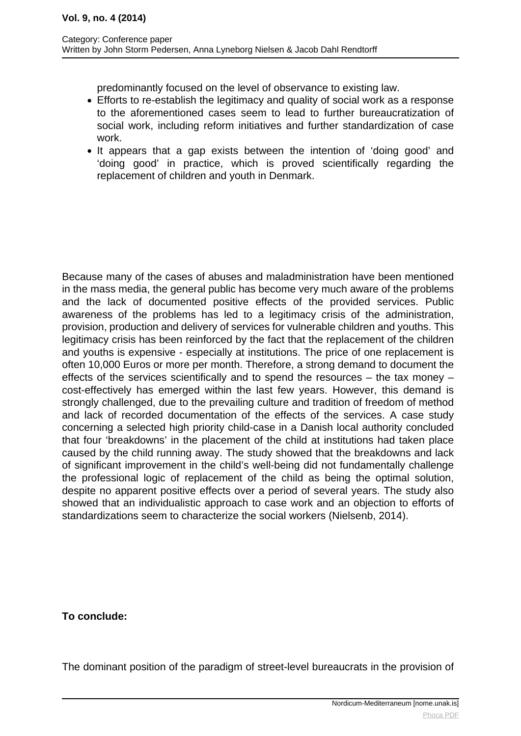predominantly focused on the level of observance to existing law.

- Efforts to re-establish the legitimacy and quality of social work as a response to the aforementioned cases seem to lead to further bureaucratization of social work, including reform initiatives and further standardization of case work.
- It appears that a gap exists between the intention of 'doing good' and 'doing good' in practice, which is proved scientifically regarding the replacement of children and youth in Denmark.

Because many of the cases of abuses and maladministration have been mentioned in the mass media, the general public has become very much aware of the problems and the lack of documented positive effects of the provided services. Public awareness of the problems has led to a legitimacy crisis of the administration, provision, production and delivery of services for vulnerable children and youths. This legitimacy crisis has been reinforced by the fact that the replacement of the children and youths is expensive - especially at institutions. The price of one replacement is often 10,000 Euros or more per month. Therefore, a strong demand to document the effects of the services scientifically and to spend the resources – the tax money – cost-effectively has emerged within the last few years. However, this demand is strongly challenged, due to the prevailing culture and tradition of freedom of method and lack of recorded documentation of the effects of the services. A case study concerning a selected high priority child-case in a Danish local authority concluded that four 'breakdowns' in the placement of the child at institutions had taken place caused by the child running away. The study showed that the breakdowns and lack of significant improvement in the child's well-being did not fundamentally challenge the professional logic of replacement of the child as being the optimal solution, despite no apparent positive effects over a period of several years. The study also showed that an individualistic approach to case work and an objection to efforts of standardizations seem to characterize the social workers (Nielsenb, 2014).

**To conclude:**

The dominant position of the paradigm of street-level bureaucrats in the provision of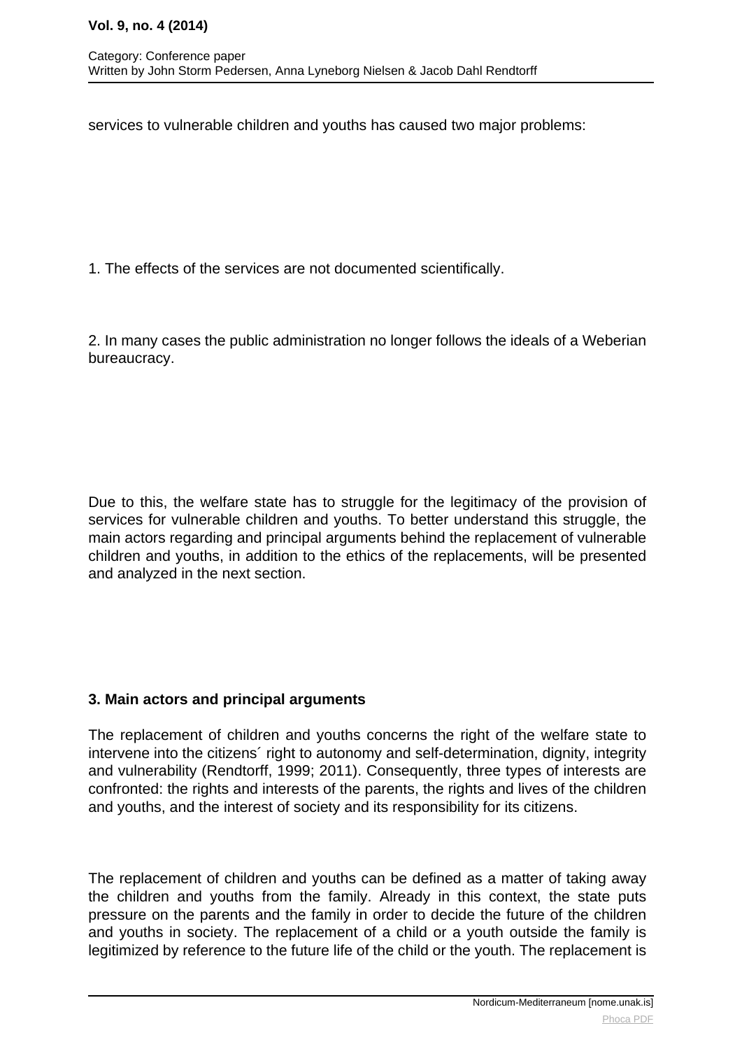services to vulnerable children and youths has caused two major problems:

1. The effects of the services are not documented scientifically.

2. In many cases the public administration no longer follows the ideals of a Weberian bureaucracy.

Due to this, the welfare state has to struggle for the legitimacy of the provision of services for vulnerable children and youths. To better understand this struggle, the main actors regarding and principal arguments behind the replacement of vulnerable children and youths, in addition to the ethics of the replacements, will be presented and analyzed in the next section.

### 3. Main actors and principal arguments

The replacement of children and youths concerns the right of the welfare state to intervene into the citizens´ right to autonomy and self-determination, dignity, integrity and vulnerability (Rendtorff, 1999; 2011). Consequently, three types of interests are confronted: the rights and interests of the parents, the rights and lives of the children and youths, and the interest of society and its responsibility for its citizens.

The replacement of children and youths can be defined as a matter of taking away the children and youths from the family. Already in this context, the state puts pressure on the parents and the family in order to decide the future of the children and youths in society. The replacement of a child or a youth outside the family is legitimized by reference to the future life of the child or the youth. The replacement is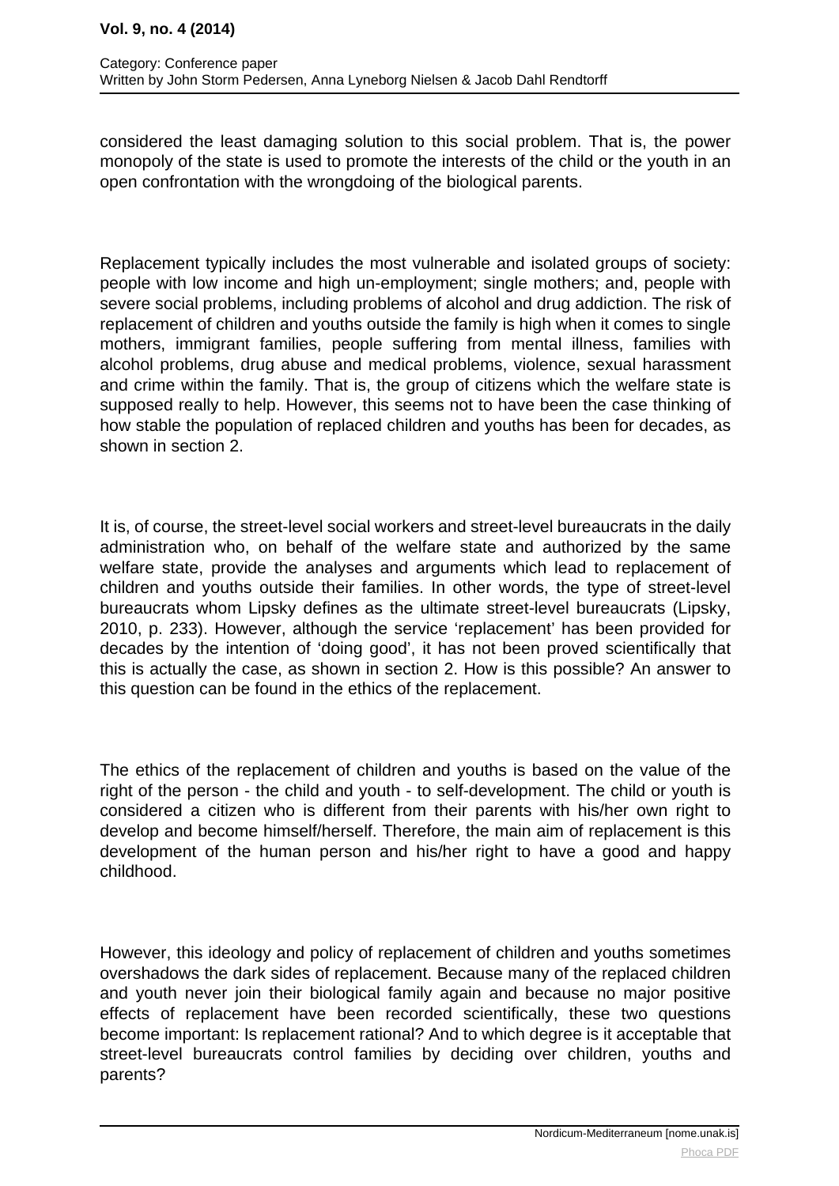considered the least damaging solution to this social problem. That is, the power monopoly of the state is used to promote the interests of the child or the youth in an open confrontation with the wrongdoing of the biological parents.

Replacement typically includes the most vulnerable and isolated groups of society: people with low income and high un-employment; single mothers; and, people with severe social problems, including problems of alcohol and drug addiction. The risk of replacement of children and youths outside the family is high when it comes to single mothers, immigrant families, people suffering from mental illness, families with alcohol problems, drug abuse and medical problems, violence, sexual harassment and crime within the family. That is, the group of citizens which the welfare state is supposed really to help. However, this seems not to have been the case thinking of how stable the population of replaced children and youths has been for decades, as shown in section 2.

It is, of course, the street-level social workers and street-level bureaucrats in the daily administration who, on behalf of the welfare state and authorized by the same welfare state, provide the analyses and arguments which lead to replacement of children and youths outside their families. In other words, the type of street-level bureaucrats whom Lipsky defines as the ultimate street-level bureaucrats (Lipsky, 2010, p. 233). However, although the service 'replacement' has been provided for decades by the intention of 'doing good', it has not been proved scientifically that this is actually the case, as shown in section 2. How is this possible? An answer to this question can be found in the ethics of the replacement.

The ethics of the replacement of children and youths is based on the value of the right of the person - the child and youth - to self-development. The child or youth is considered a citizen who is different from their parents with his/her own right to develop and become himself/herself. Therefore, the main aim of replacement is this development of the human person and his/her right to have a good and happy childhood.

However, this ideology and policy of replacement of children and youths sometimes overshadows the dark sides of replacement. Because many of the replaced children and youth never join their biological family again and because no major positive effects of replacement have been recorded scientifically, these two questions become important: Is replacement rational? And to which degree is it acceptable that street-level bureaucrats control families by deciding over children, youths and parents?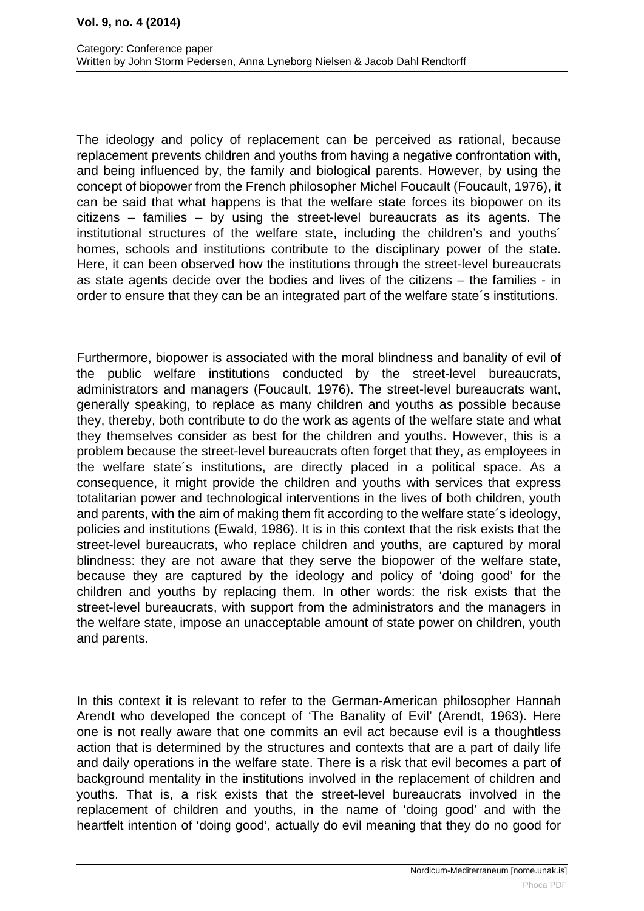The ideology and policy of replacement can be perceived as rational, because replacement prevents children and youths from having a negative confrontation with, and being influenced by, the family and biological parents. However, by using the concept of biopower from the French philosopher Michel Foucault (Foucault, 1976), it can be said that what happens is that the welfare state forces its biopower on its citizens – families – by using the street-level bureaucrats as its agents. The institutional structures of the welfare state, including the children's and youths´ homes, schools and institutions contribute to the disciplinary power of the state. Here, it can been observed how the institutions through the street-level bureaucrats as state agents decide over the bodies and lives of the citizens – the families - in order to ensure that they can be an integrated part of the welfare state´s institutions.

Furthermore, biopower is associated with the moral blindness and banality of evil of the public welfare institutions conducted by the street-level bureaucrats, administrators and managers (Foucault, 1976). The street-level bureaucrats want, generally speaking, to replace as many children and youths as possible because they, thereby, both contribute to do the work as agents of the welfare state and what they themselves consider as best for the children and youths. However, this is a problem because the street-level bureaucrats often forget that they, as employees in the welfare state´s institutions, are directly placed in a political space. As a consequence, it might provide the children and youths with services that express totalitarian power and technological interventions in the lives of both children, youth and parents, with the aim of making them fit according to the welfare state´s ideology, policies and institutions (Ewald, 1986). It is in this context that the risk exists that the street-level bureaucrats, who replace children and youths, are captured by moral blindness: they are not aware that they serve the biopower of the welfare state, because they are captured by the ideology and policy of 'doing good' for the children and youths by replacing them. In other words: the risk exists that the street-level bureaucrats, with support from the administrators and the managers in the welfare state, impose an unacceptable amount of state power on children, youth and parents.

In this context it is relevant to refer to the German-American philosopher Hannah Arendt who developed the concept of 'The Banality of Evil' (Arendt, 1963). Here one is not really aware that one commits an evil act because evil is a thoughtless action that is determined by the structures and contexts that are a part of daily life and daily operations in the welfare state. There is a risk that evil becomes a part of background mentality in the institutions involved in the replacement of children and youths. That is, a risk exists that the street-level bureaucrats involved in the replacement of children and youths, in the name of 'doing good' and with the heartfelt intention of 'doing good', actually do evil meaning that they do no good for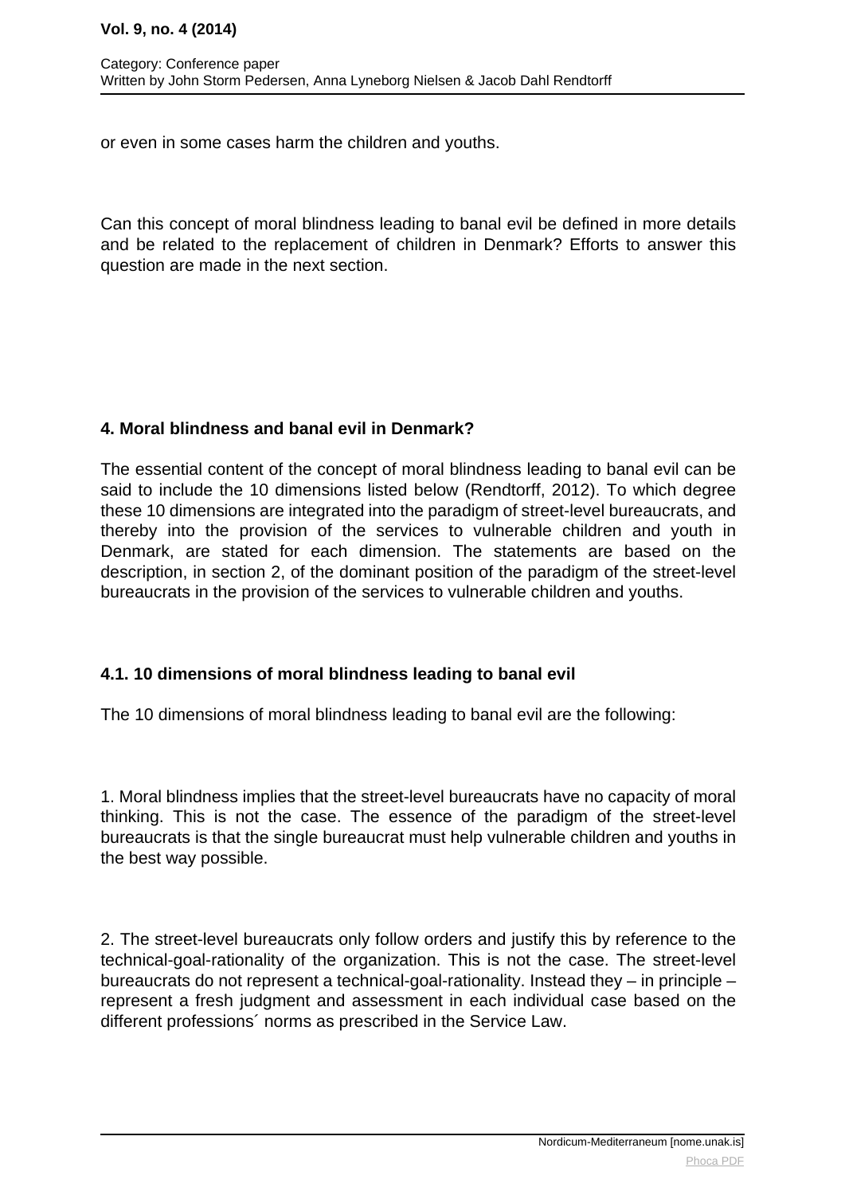or even in some cases harm the children and youths.

Can this concept of moral blindness leading to banal evil be defined in more details and be related to the replacement of children in Denmark? Efforts to answer this question are made in the next section.

## 4. Moral blindness and banal evil in Denmark?

The essential content of the concept of moral blindness leading to banal evil can be said to include the 10 dimensions listed below (Rendtorff, 2012). To which degree these 10 dimensions are integrated into the paradigm of street-level bureaucrats, and thereby into the provision of the services to vulnerable children and youth in Denmark, are stated for each dimension. The statements are based on the description, in section 2, of the dominant position of the paradigm of the street-level bureaucrats in the provision of the services to vulnerable children and youths.

### 4.1. 10 dimensions of moral blindness leading to banal evil

The 10 dimensions of moral blindness leading to banal evil are the following:

1. Moral blindness implies that the street-level bureaucrats have no capacity of moral thinking. This is not the case. The essence of the paradigm of the street-level bureaucrats is that the single bureaucrat must help vulnerable children and youths in the best way possible.

2. The street-level bureaucrats only follow orders and justify this by reference to the technical-goal-rationality of the organization. This is not the case. The street-level bureaucrats do not represent a technical-goal-rationality. Instead they – in principle – represent a fresh judgment and assessment in each individual case based on the different professions´ norms as prescribed in the Service Law.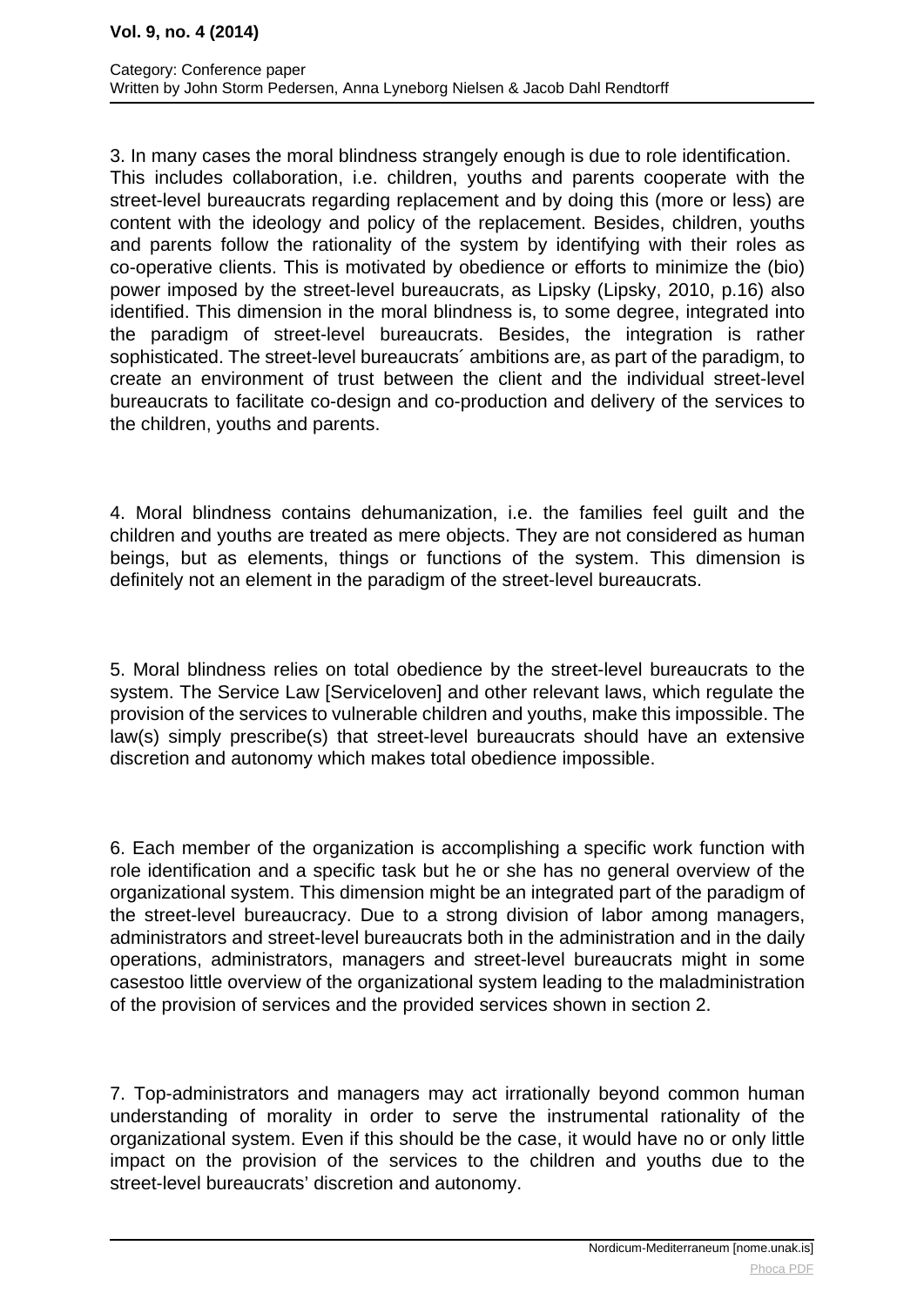3. In many cases the moral blindness strangely enough is due to role identification. This includes collaboration, i.e. children, youths and parents cooperate with the street-level bureaucrats regarding replacement and by doing this (more or less) are content with the ideology and policy of the replacement. Besides, children, youths and parents follow the rationality of the system by identifying with their roles as co-operative clients. This is motivated by obedience or efforts to minimize the (bio) power imposed by the street-level bureaucrats, as Lipsky (Lipsky, 2010, p.16) also identified. This dimension in the moral blindness is, to some degree, integrated into the paradigm of street-level bureaucrats. Besides, the integration is rather sophisticated. The street-level bureaucrats´ ambitions are, as part of the paradigm, to create an environment of trust between the client and the individual street-level bureaucrats to facilitate co-design and co-production and delivery of the services to the children, youths and parents.

4. Moral blindness contains dehumanization, i.e. the families feel guilt and the children and youths are treated as mere objects. They are not considered as human beings, but as elements, things or functions of the system. This dimension is definitely not an element in the paradigm of the street-level bureaucrats.

5. Moral blindness relies on total obedience by the street-level bureaucrats to the system. The Service Law [Serviceloven] and other relevant laws, which regulate the provision of the services to vulnerable children and youths, make this impossible. The law(s) simply prescribe(s) that street-level bureaucrats should have an extensive discretion and autonomy which makes total obedience impossible.

6. Each member of the organization is accomplishing a specific work function with role identification and a specific task but he or she has no general overview of the organizational system. This dimension might be an integrated part of the paradigm of the street-level bureaucracy. Due to a strong division of labor among managers, administrators and street-level bureaucrats both in the administration and in the daily operations, administrators, managers and street-level bureaucrats might in some casestoo little overview of the organizational system leading to the maladministration of the provision of services and the provided services shown in section 2.

7. Top-administrators and managers may act irrationally beyond common human understanding of morality in order to serve the instrumental rationality of the organizational system. Even if this should be the case, it would have no or only little impact on the provision of the services to the children and youths due to the street-level bureaucrats' discretion and autonomy.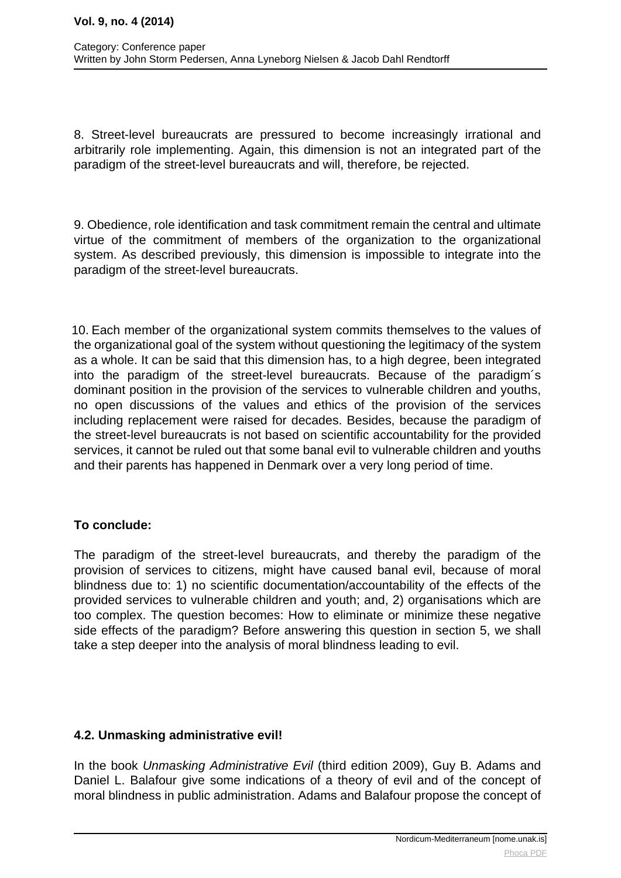8. Street-level bureaucrats are pressured to become increasingly irrational and arbitrarily role implementing. Again, this dimension is not an integrated part of the paradigm of the street-level bureaucrats and will, therefore, be rejected.

9. Obedience, role identification and task commitment remain the central and ultimate virtue of the commitment of members of the organization to the organizational system. As described previously, this dimension is impossible to integrate into the paradigm of the street-level bureaucrats.

10. Each member of the organizational system commits themselves to the values of the organizational goal of the system without questioning the legitimacy of the system as a whole. It can be said that this dimension has, to a high degree, been integrated into the paradigm of the street-level bureaucrats. Because of the paradigm´s dominant position in the provision of the services to vulnerable children and youths, no open discussions of the values and ethics of the provision of the services including replacement were raised for decades. Besides, because the paradigm of the street-level bureaucrats is not based on scientific accountability for the provided services, it cannot be ruled out that some banal evil to vulnerable children and youths and their parents has happened in Denmark over a very long period of time.

**To conclude:**

The paradigm of the street-level bureaucrats, and thereby the paradigm of the provision of services to citizens, might have caused banal evil, because of moral blindness due to: 1) no scientific documentation/accountability of the effects of the provided services to vulnerable children and youth; and, 2) organisations which are too complex. The question becomes: How to eliminate or minimize these negative side effects of the paradigm? Before answering this question in section 5, we shall take a step deeper into the analysis of moral blindness leading to evil.

### 4.2. Unmasking administrative evil!

In the book *Unmasking Administrative Evil* (third edition 2009), Guy B. Adams and Daniel L. Balafour give some indications of a theory of evil and of the concept of moral blindness in public administration. Adams and Balafour propose the concept of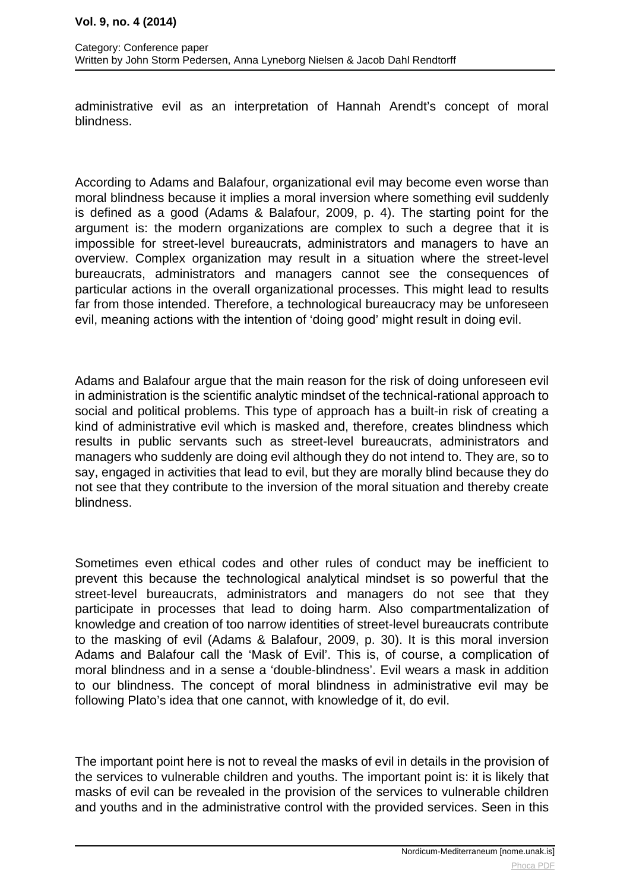administrative evil as an interpretation of Hannah Arendt's concept of moral blindness.

According to Adams and Balafour, organizational evil may become even worse than moral blindness because it implies a moral inversion where something evil suddenly is defined as a good (Adams & Balafour, 2009, p. 4). The starting point for the argument is: the modern organizations are complex to such a degree that it is impossible for street-level bureaucrats, administrators and managers to have an overview. Complex organization may result in a situation where the street-level bureaucrats, administrators and managers cannot see the consequences of particular actions in the overall organizational processes. This might lead to results far from those intended. Therefore, a technological bureaucracy may be unforeseen evil, meaning actions with the intention of 'doing good' might result in doing evil.

Adams and Balafour argue that the main reason for the risk of doing unforeseen evil in administration is the scientific analytic mindset of the technical-rational approach to social and political problems. This type of approach has a built-in risk of creating a kind of administrative evil which is masked and, therefore, creates blindness which results in public servants such as street-level bureaucrats, administrators and managers who suddenly are doing evil although they do not intend to. They are, so to say, engaged in activities that lead to evil, but they are morally blind because they do not see that they contribute to the inversion of the moral situation and thereby create blindness.

Sometimes even ethical codes and other rules of conduct may be inefficient to prevent this because the technological analytical mindset is so powerful that the street-level bureaucrats, administrators and managers do not see that they participate in processes that lead to doing harm. Also compartmentalization of knowledge and creation of too narrow identities of street-level bureaucrats contribute to the masking of evil (Adams & Balafour, 2009, p. 30). It is this moral inversion Adams and Balafour call the 'Mask of Evil'. This is, of course, a complication of moral blindness and in a sense a 'double-blindness'. Evil wears a mask in addition to our blindness. The concept of moral blindness in administrative evil may be following Plato's idea that one cannot, with knowledge of it, do evil.

The important point here is not to reveal the masks of evil in details in the provision of the services to vulnerable children and youths. The important point is: it is likely that masks of evil can be revealed in the provision of the services to vulnerable children and youths and in the administrative control with the provided services. Seen in this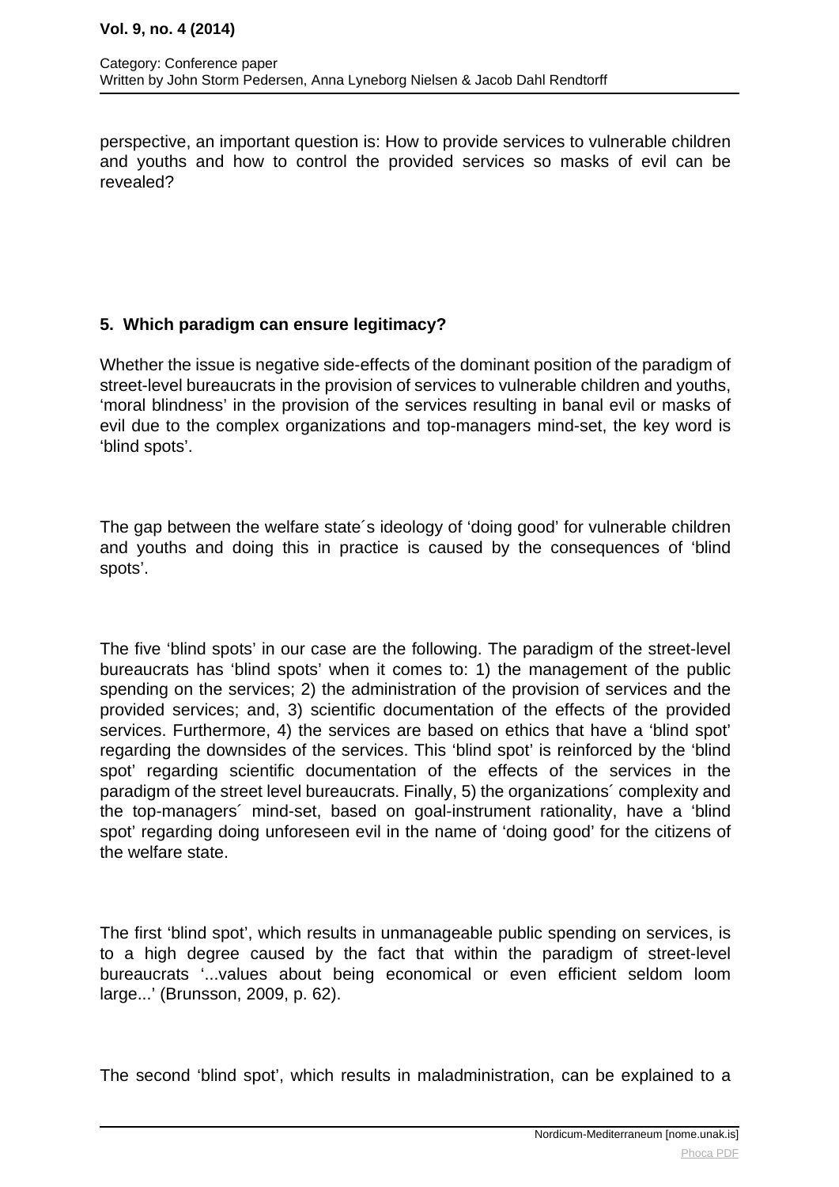perspective, an important question is: How to provide services to vulnerable children and youths and how to control the provided services so masks of evil can be revealed?

## 5. Which paradigm can ensure legitimacy?

Whether the issue is negative side-effects of the dominant position of the paradigm of street-level bureaucrats in the provision of services to vulnerable children and youths, 'moral blindness' in the provision of the services resulting in banal evil or masks of evil due to the complex organizations and top-managers mind-set, the key word is 'blind spots'.

The gap between the welfare state´s ideology of 'doing good' for vulnerable children and youths and doing this in practice is caused by the consequences of 'blind spots'.

The five 'blind spots' in our case are the following. The paradigm of the street-level bureaucrats has 'blind spots' when it comes to: 1) the management of the public spending on the services; 2) the administration of the provision of services and the provided services; and, 3) scientific documentation of the effects of the provided services. Furthermore, 4) the services are based on ethics that have a 'blind spot' regarding the downsides of the services. This 'blind spot' is reinforced by the 'blind spot' regarding scientific documentation of the effects of the services in the paradigm of the street level bureaucrats. Finally, 5) the organizations´ complexity and the top-managers´ mind-set, based on goal-instrument rationality, have a 'blind spot' regarding doing unforeseen evil in the name of 'doing good' for the citizens of the welfare state.

The first 'blind spot', which results in unmanageable public spending on services, is to a high degree caused by the fact that within the paradigm of street-level bureaucrats '...values about being economical or even efficient seldom loom large...' (Brunsson, 2009, p. 62).

The second 'blind spot', which results in maladministration, can be explained to a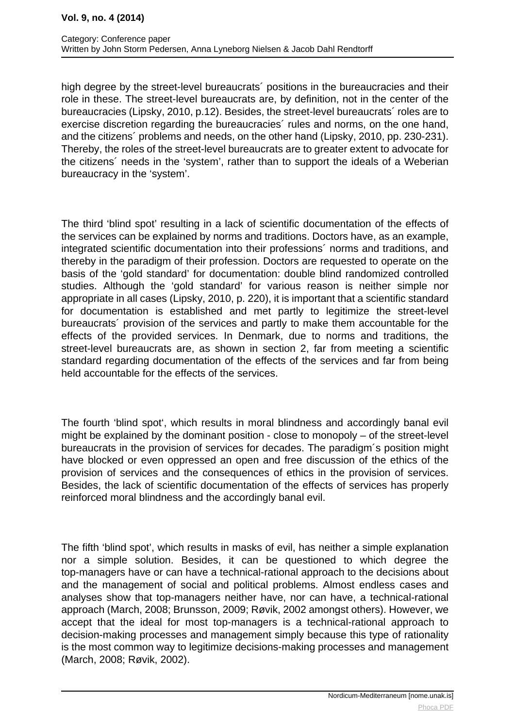high degree by the street-level bureaucrats´ positions in the bureaucracies and their role in these. The street-level bureaucrats are, by definition, not in the center of the bureaucracies (Lipsky, 2010, p.12). Besides, the street-level bureaucrats´ roles are to exercise discretion regarding the bureaucracies´ rules and norms, on the one hand, and the citizens´ problems and needs, on the other hand (Lipsky, 2010, pp. 230-231). Thereby, the roles of the street-level bureaucrats are to greater extent to advocate for the citizens´ needs in the 'system', rather than to support the ideals of a Weberian bureaucracy in the 'system'.

The third 'blind spot' resulting in a lack of scientific documentation of the effects of the services can be explained by norms and traditions. Doctors have, as an example, integrated scientific documentation into their professions´ norms and traditions, and thereby in the paradigm of their profession. Doctors are requested to operate on the basis of the 'gold standard' for documentation: double blind randomized controlled studies. Although the 'gold standard' for various reason is neither simple nor appropriate in all cases (Lipsky, 2010, p. 220), it is important that a scientific standard for documentation is established and met partly to legitimize the street-level bureaucrats´ provision of the services and partly to make them accountable for the effects of the provided services. In Denmark, due to norms and traditions, the street-level bureaucrats are, as shown in section 2, far from meeting a scientific standard regarding documentation of the effects of the services and far from being held accountable for the effects of the services.

The fourth 'blind spot', which results in moral blindness and accordingly banal evil might be explained by the dominant position - close to monopoly – of the street-level bureaucrats in the provision of services for decades. The paradigm´s position might have blocked or even oppressed an open and free discussion of the ethics of the provision of services and the consequences of ethics in the provision of services. Besides, the lack of scientific documentation of the effects of services has properly reinforced moral blindness and the accordingly banal evil.

The fifth 'blind spot', which results in masks of evil, has neither a simple explanation nor a simple solution. Besides, it can be questioned to which degree the top-managers have or can have a technical-rational approach to the decisions about and the management of social and political problems. Almost endless cases and analyses show that top-managers neither have, nor can have, a technical-rational approach (March, 2008; Brunsson, 2009; Røvik, 2002 amongst others). However, we accept that the ideal for most top-managers is a technical-rational approach to decision-making processes and management simply because this type of rationality is the most common way to legitimize decisions-making processes and management (March, 2008; Røvik, 2002).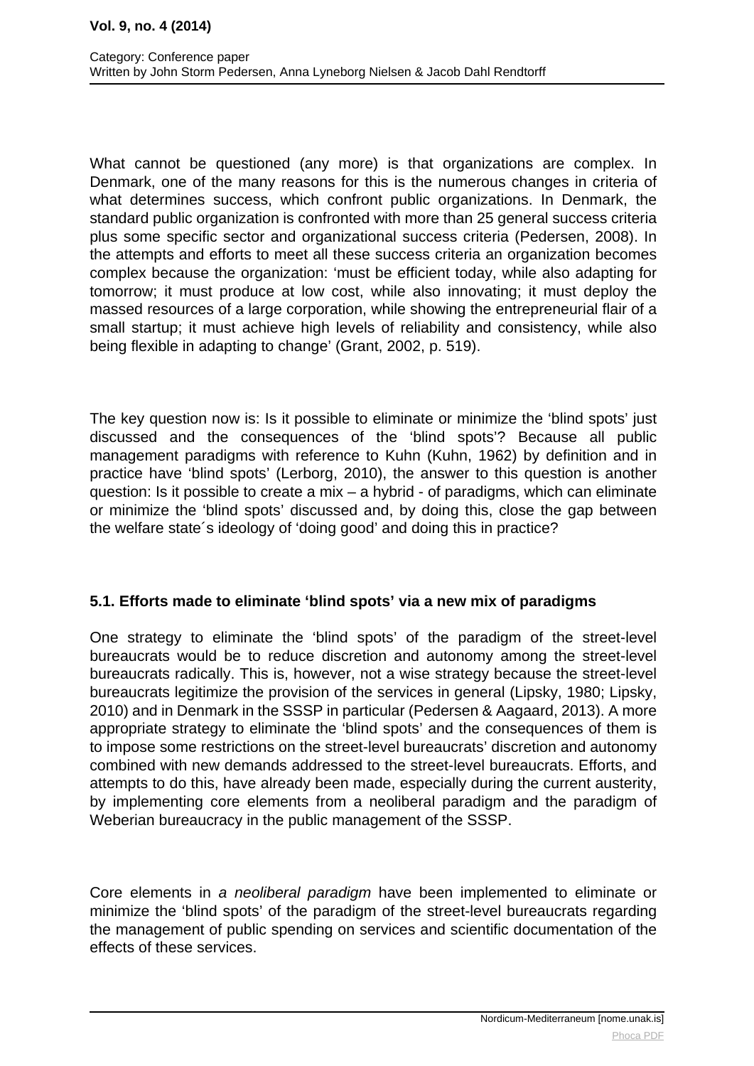What cannot be questioned (any more) is that organizations are complex. In Denmark, one of the many reasons for this is the numerous changes in criteria of what determines success, which confront public organizations. In Denmark, the standard public organization is confronted with more than 25 general success criteria plus some specific sector and organizational success criteria (Pedersen, 2008). In the attempts and efforts to meet all these success criteria an organization becomes complex because the organization: 'must be efficient today, while also adapting for tomorrow; it must produce at low cost, while also innovating; it must deploy the massed resources of a large corporation, while showing the entrepreneurial flair of a small startup; it must achieve high levels of reliability and consistency, while also being flexible in adapting to change' (Grant, 2002, p. 519).

The key question now is: Is it possible to eliminate or minimize the 'blind spots' just discussed and the consequences of the 'blind spots'? Because all public management paradigms with reference to Kuhn (Kuhn, 1962) by definition and in practice have 'blind spots' (Lerborg, 2010), the answer to this question is another question: Is it possible to create a mix – a hybrid - of paradigms, which can eliminate or minimize the 'blind spots' discussed and, by doing this, close the gap between the welfare state´s ideology of 'doing good' and doing this in practice?

### 5.1. Efforts made to eliminate 'blind spots' via a new mix of paradigms

One strategy to eliminate the 'blind spots' of the paradigm of the street-level bureaucrats would be to reduce discretion and autonomy among the street-level bureaucrats radically. This is, however, not a wise strategy because the street-level bureaucrats legitimize the provision of the services in general (Lipsky, 1980; Lipsky, 2010) and in Denmark in the SSSP in particular (Pedersen & Aagaard, 2013). A more appropriate strategy to eliminate the 'blind spots' and the consequences of them is to impose some restrictions on the street-level bureaucrats' discretion and autonomy combined with new demands addressed to the street-level bureaucrats. Efforts, and attempts to do this, have already been made, especially during the current austerity, by implementing core elements from a neoliberal paradigm and the paradigm of Weberian bureaucracy in the public management of the SSSP.

Core elements in *a neoliberal paradigm* have been implemented to eliminate or minimize the 'blind spots' of the paradigm of the street-level bureaucrats regarding the management of public spending on services and scientific documentation of the effects of these services.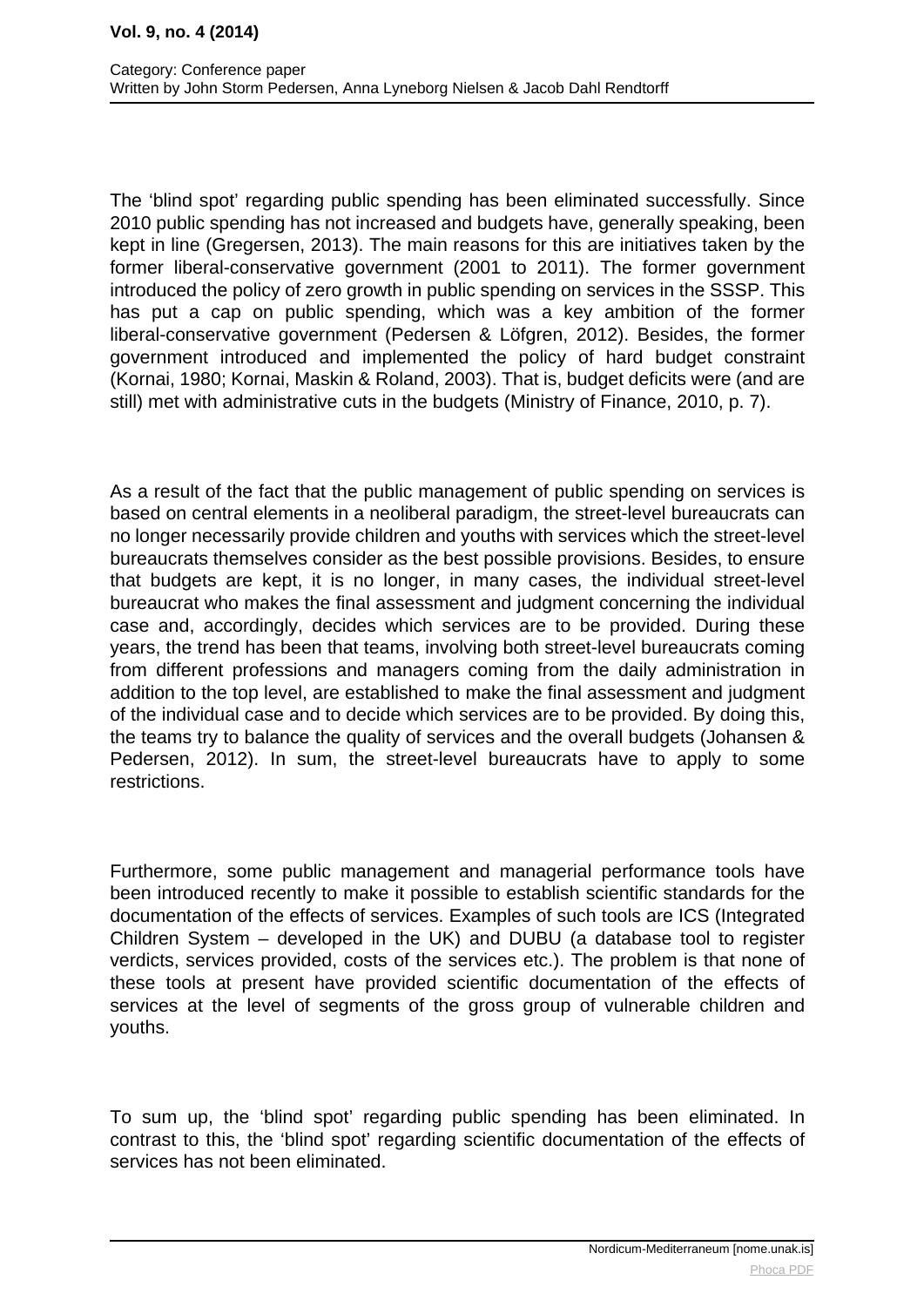The 'blind spot' regarding public spending has been eliminated successfully. Since 2010 public spending has not increased and budgets have, generally speaking, been kept in line (Gregersen, 2013). The main reasons for this are initiatives taken by the former liberal-conservative government (2001 to 2011). The former government introduced the policy of zero growth in public spending on services in the SSSP. This has put a cap on public spending, which was a key ambition of the former liberal-conservative government (Pedersen & Löfgren, 2012). Besides, the former government introduced and implemented the policy of hard budget constraint (Kornai, 1980; Kornai, Maskin & Roland, 2003). That is, budget deficits were (and are still) met with administrative cuts in the budgets (Ministry of Finance, 2010, p. 7).

As a result of the fact that the public management of public spending on services is based on central elements in a neoliberal paradigm, the street-level bureaucrats can no longer necessarily provide children and youths with services which the street-level bureaucrats themselves consider as the best possible provisions. Besides, to ensure that budgets are kept, it is no longer, in many cases, the individual street-level bureaucrat who makes the final assessment and judgment concerning the individual case and, accordingly, decides which services are to be provided. During these years, the trend has been that teams, involving both street-level bureaucrats coming from different professions and managers coming from the daily administration in addition to the top level, are established to make the final assessment and judgment of the individual case and to decide which services are to be provided. By doing this, the teams try to balance the quality of services and the overall budgets (Johansen & Pedersen, 2012). In sum, the street-level bureaucrats have to apply to some restrictions.

Furthermore, some public management and managerial performance tools have been introduced recently to make it possible to establish scientific standards for the documentation of the effects of services. Examples of such tools are ICS (Integrated Children System – developed in the UK) and DUBU (a database tool to register verdicts, services provided, costs of the services etc.). The problem is that none of these tools at present have provided scientific documentation of the effects of services at the level of segments of the gross group of vulnerable children and youths.

To sum up, the 'blind spot' regarding public spending has been eliminated. In contrast to this, the 'blind spot' regarding scientific documentation of the effects of services has not been eliminated.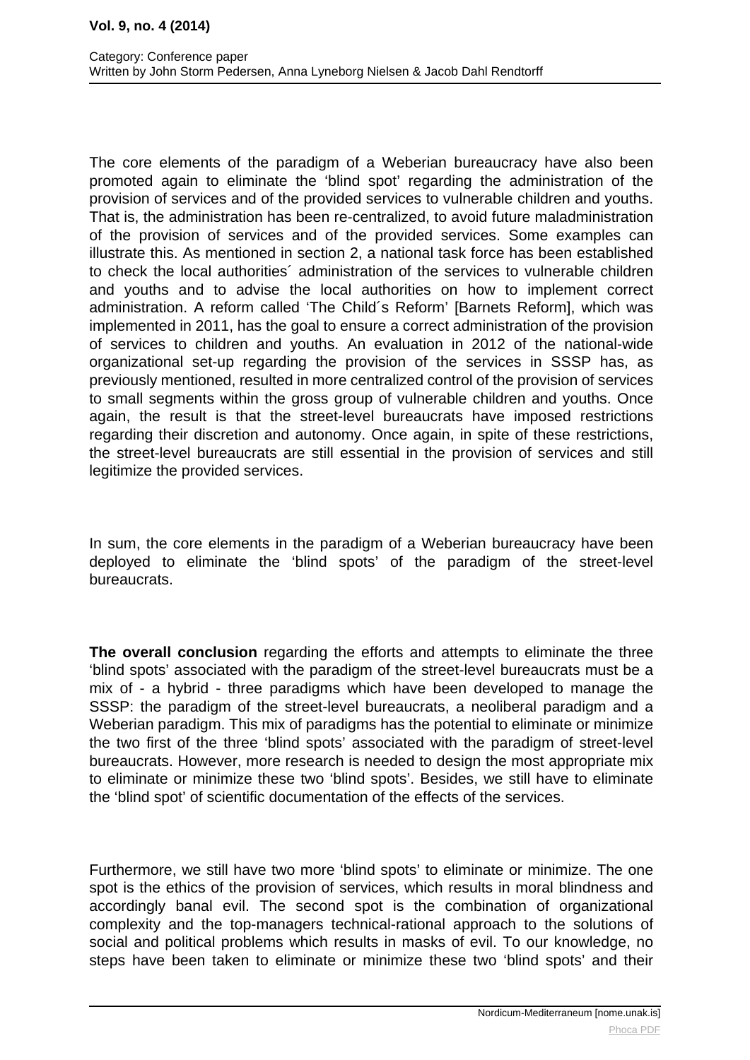The core elements of the paradigm of a Weberian bureaucracy have also been promoted again to eliminate the 'blind spot' regarding the administration of the provision of services and of the provided services to vulnerable children and youths. That is, the administration has been re-centralized, to avoid future maladministration of the provision of services and of the provided services. Some examples can illustrate this. As mentioned in section 2, a national task force has been established to check the local authorities´ administration of the services to vulnerable children and youths and to advise the local authorities on how to implement correct administration. A reform called 'The Child´s Reform' [Barnets Reform], which was implemented in 2011, has the goal to ensure a correct administration of the provision of services to children and youths. An evaluation in 2012 of the national-wide organizational set-up regarding the provision of the services in SSSP has, as previously mentioned, resulted in more centralized control of the provision of services to small segments within the gross group of vulnerable children and youths. Once again, the result is that the street-level bureaucrats have imposed restrictions regarding their discretion and autonomy. Once again, in spite of these restrictions, the street-level bureaucrats are still essential in the provision of services and still legitimize the provided services.

In sum, the core elements in the paradigm of a Weberian bureaucracy have been deployed to eliminate the 'blind spots' of the paradigm of the street-level bureaucrats.

**The overall conclusion** regarding the efforts and attempts to eliminate the three 'blind spots' associated with the paradigm of the street-level bureaucrats must be a mix of - a hybrid - three paradigms which have been developed to manage the SSSP: the paradigm of the street-level bureaucrats, a neoliberal paradigm and a Weberian paradigm. This mix of paradigms has the potential to eliminate or minimize the two first of the three 'blind spots' associated with the paradigm of street-level bureaucrats. However, more research is needed to design the most appropriate mix to eliminate or minimize these two 'blind spots'. Besides, we still have to eliminate the 'blind spot' of scientific documentation of the effects of the services.

Furthermore, we still have two more 'blind spots' to eliminate or minimize. The one spot is the ethics of the provision of services, which results in moral blindness and accordingly banal evil. The second spot is the combination of organizational complexity and the top-managers technical-rational approach to the solutions of social and political problems which results in masks of evil. To our knowledge, no steps have been taken to eliminate or minimize these two 'blind spots' and their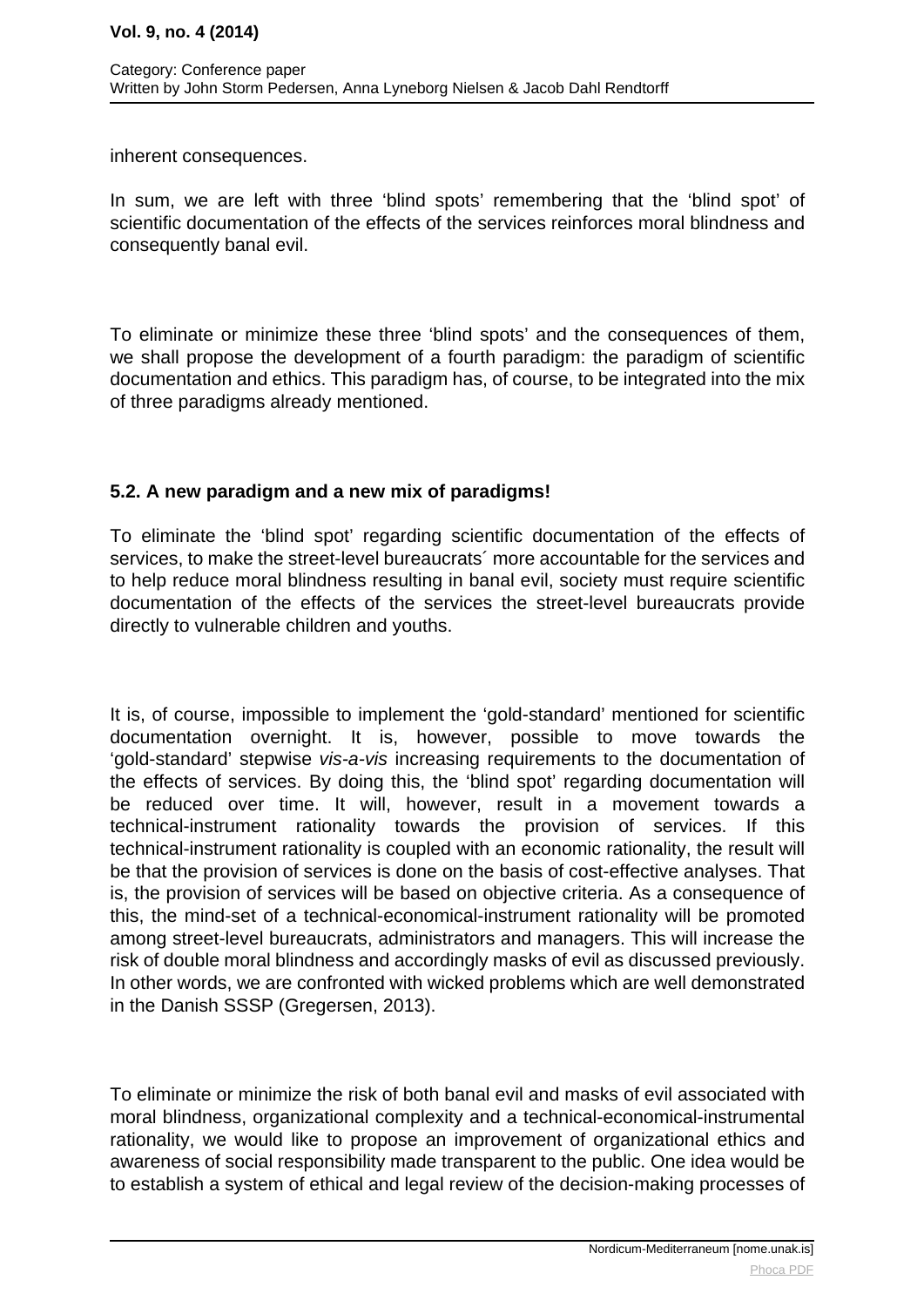inherent consequences.

In sum, we are left with three ‘blind spots’ remembering that the ‘blind spot’ of scientific documentation of the effects of the services reinforces moral blindness and consequently banal evil.

To eliminate or minimize these three ‘blind spots’ and the consequences of them, we shall propose the development of a fourth paradigm: the paradigm of scientific documentation and ethics. This paradigm has, of course, to be integrated into the mix of three paradigms already mentioned.

### 5.2. A new paradigm and a new mix of paradigms!

To eliminate the ‘blind spot’ regarding scientific documentation of the effects of services, to make the street-level bureaucrats´ more accountable for the services and to help reduce moral blindness resulting in banal evil, society must require scientific documentation of the effects of the services the street-level bureaucrats provide directly to vulnerable children and youths.

It is, of course, impossible to implement the ‘gold-standard’ mentioned for scientific documentation overnight. It is, however, possible to move towards the ‘gold-standard’ stepwise *vis-a-vis* increasing requirements to the documentation of the effects of services. By doing this, the ‘blind spot’ regarding documentation will be reduced over time. It will, however, result in a movement towards a technical-instrument rationality towards the provision of services. If this technical-instrument rationality is coupled with an economic rationality, the result will be that the provision of services is done on the basis of cost-effective analyses. That is, the provision of services will be based on objective criteria. As a consequence of this, the mind-set of a technical-economical-instrument rationality will be promoted among street-level bureaucrats, administrators and managers. This will increase the risk of double moral blindness and accordingly masks of evil as discussed previously. In other words, we are confronted with wicked problems which are well demonstrated in the Danish SSSP (Gregersen, 2013).

To eliminate or minimize the risk of both banal evil and masks of evil associated with moral blindness, organizational complexity and a technical-economical-instrumental rationality, we would like to propose an improvement of organizational ethics and awareness of social responsibility made transparent to the public. One idea would be to establish a system of ethical and legal review of the decision-making processes of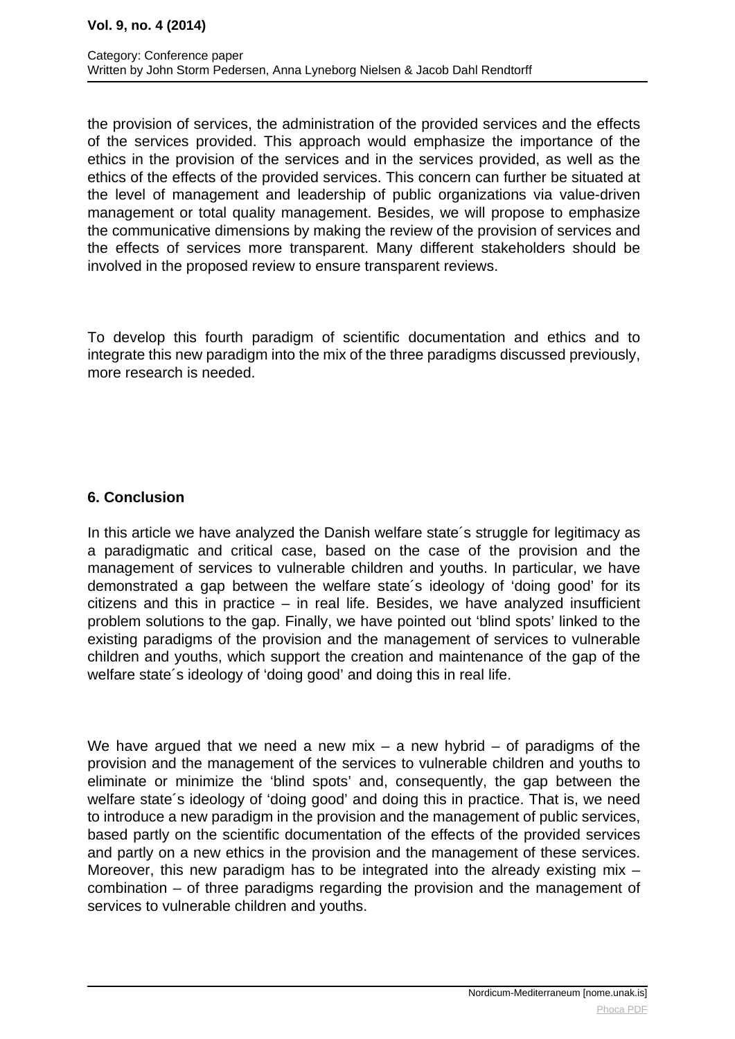the provision of services, the administration of the provided services and the effects of the services provided. This approach would emphasize the importance of the ethics in the provision of the services and in the services provided, as well as the ethics of the effects of the provided services. This concern can further be situated at the level of management and leadership of public organizations via value-driven management or total quality management. Besides, we will propose to emphasize the communicative dimensions by making the review of the provision of services and the effects of services more transparent. Many different stakeholders should be involved in the proposed review to ensure transparent reviews.

To develop this fourth paradigm of scientific documentation and ethics and to integrate this new paradigm into the mix of the three paradigms discussed previously, more research is needed.

## 6. Conclusion

In this article we have analyzed the Danish welfare state´s struggle for legitimacy as a paradigmatic and critical case, based on the case of the provision and the management of services to vulnerable children and youths. In particular, we have demonstrated a gap between the welfare state´s ideology of 'doing good' for its citizens and this in practice – in real life. Besides, we have analyzed insufficient problem solutions to the gap. Finally, we have pointed out 'blind spots' linked to the existing paradigms of the provision and the management of services to vulnerable children and youths, which support the creation and maintenance of the gap of the welfare state´s ideology of 'doing good' and doing this in real life.

We have argued that we need a new mix – a new hybrid – of paradigms of the provision and the management of the services to vulnerable children and youths to eliminate or minimize the 'blind spots' and, consequently, the gap between the welfare state´s ideology of 'doing good' and doing this in practice. That is, we need to introduce a new paradigm in the provision and the management of public services, based partly on the scientific documentation of the effects of the provided services and partly on a new ethics in the provision and the management of these services. Moreover, this new paradigm has to be integrated into the already existing mix – combination – of three paradigms regarding the provision and the management of services to vulnerable children and youths.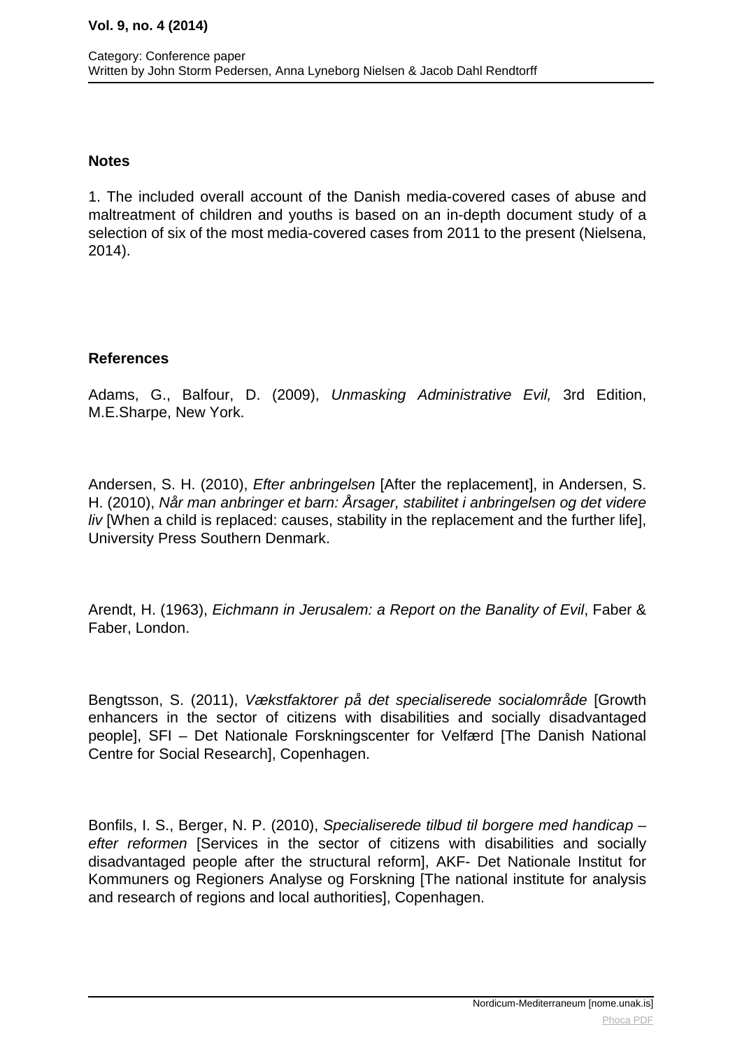**Notes**

1. The included overall account of the Danish media-covered cases of abuse and maltreatment of children and youths is based on an in-depth document study of a selection of six of the most media-covered cases from 2011 to the present (Nielsena, 2014).

**References**

Adams, G., Balfour, D. (2009), *Unmasking Administrative Evil,* 3rd Edition, M.E.Sharpe, New York.

Andersen, S. H. (2010), *Efter anbringelsen* [After the replacement], in Andersen, S. H. (2010), *Når man anbringer et barn: Årsager, stabilitet i anbringelsen og det videre liv* [When a child is replaced: causes, stability in the replacement and the further life], University Press Southern Denmark.

Arendt, H. (1963), *Eichmann in Jerusalem: a Report on the Banality of Evil*, Faber & Faber, London.

Bengtsson, S. (2011), *Vækstfaktorer på det specialiserede socialområde* [Growth enhancers in the sector of citizens with disabilities and socially disadvantaged people], SFI – Det Nationale Forskningscenter for Velfærd [The Danish National Centre for Social Research], Copenhagen.

Bonfils, I. S., Berger, N. P. (2010), *Specialiserede tilbud til borgere med handicap – efter reformen* [Services in the sector of citizens with disabilities and socially disadvantaged people after the structural reform], AKF- Det Nationale Institut for Kommuners og Regioners Analyse og Forskning [The national institute for analysis and research of regions and local authorities], Copenhagen.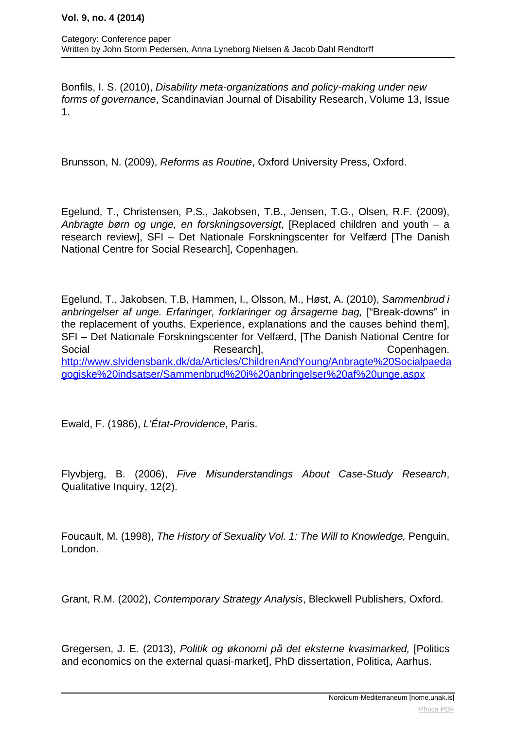Bonfils, I. S. (2010), *Disability meta-organizations and policy-making under new forms of governance*, Scandinavian Journal of Disability Research, Volume 13, Issue 1.

Brunsson, N. (2009), *Reforms as Routine*, Oxford University Press, Oxford.

Egelund, T., Christensen, P.S., Jakobsen, T.B., Jensen, T.G., Olsen, R.F. (2009), *Anbragte børn og unge, en forskningsoversigt*, [Replaced children and youth – a research review], SFI – Det Nationale Forskningscenter for Velfærd [The Danish National Centre for Social Research], Copenhagen.

Egelund, T., Jakobsen, T.B, Hammen, I., Olsson, M., Høst, A. (2010), *Sammenbrud i anbringelser af unge. Erfaringer, forklaringer og årsagerne bag,* ["Break-downs" in the replacement of youths. Experience, explanations and the causes behind them], SFI – Det Nationale Forskningscenter for Velfærd, [The Danish National Centre for Social Research], Copenhagen. [http://www.slvidensbank.dk/da/Articles/ChildrenAndYoung/Anbragte%20Socialpaedagogiske%20indsatser/Sammenbrud%20i%20anbringelser%20af%20unge.aspx](http://www.slvidensbank.dk/da/Articles/ChildrenAndYoung/Anbragte%20Socialpaedagogiske%20indsatser/Sammenbrud%20i%20anbringelser%20af%20unge.aspx)

Ewald, F. (1986), *L'État-Providence*, Paris.

Flyvbjerg, B. (2006), *Five Misunderstandings About Case-Study Research*, Qualitative Inquiry, 12(2).

Foucault, M. (1998), *The History of Sexuality Vol. 1: The Will to Knowledge,* Penguin, London.

Grant, R.M. (2002), *Contemporary Strategy Analysis*, Bleckwell Publishers, Oxford.

Gregersen, J. E. (2013), *Politik og økonomi på det eksterne kvasimarked,* [Politics and economics on the external quasi-market], PhD dissertation, Politica, Aarhus.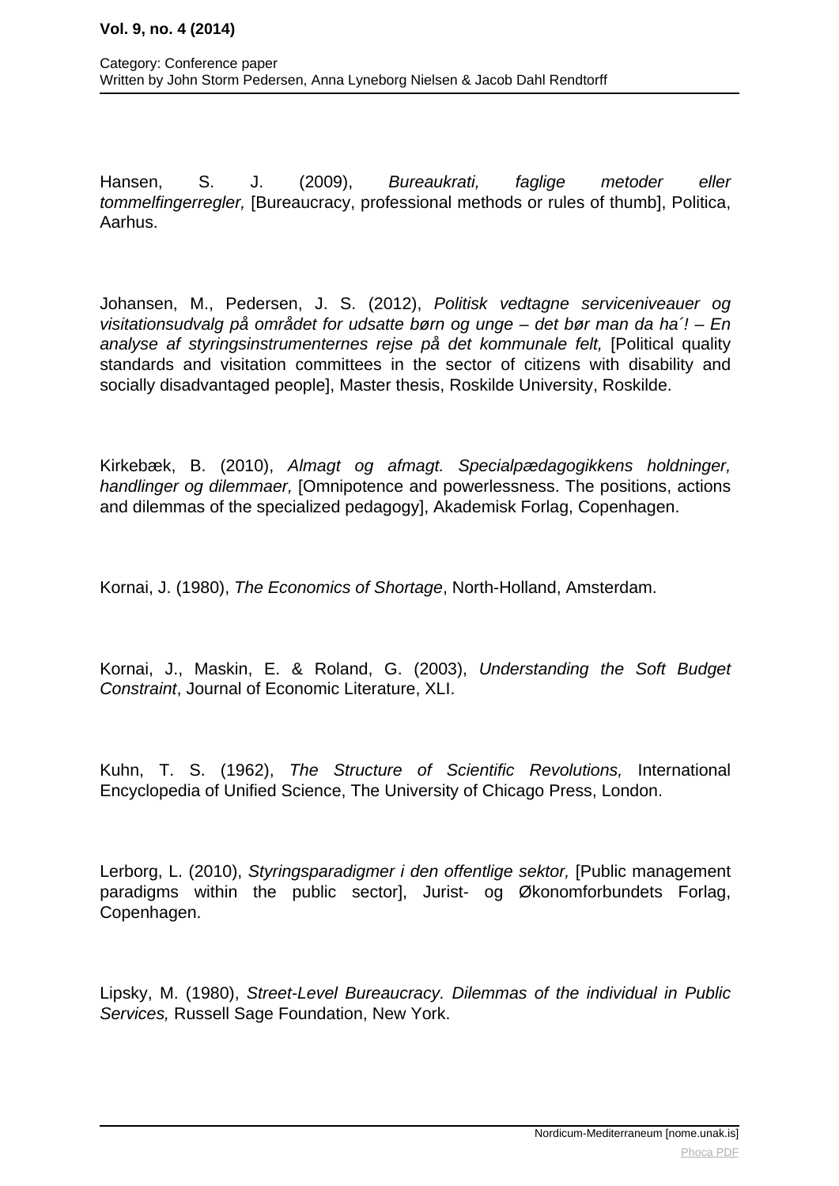Hansen, S. J. (2009), *Bureaukrati, faglige metoder eller tommelfingerregler,* [Bureaucracy, professional methods or rules of thumb], Politica, Aarhus.

Johansen, M., Pedersen, J. S. (2012), *Politisk vedtagne serviceniveauer og visitationsudvalg på området for udsatte børn og unge – det bør man da ha´! – En analyse af styringsinstrumenternes rejse på det kommunale felt,* [Political quality standards and visitation committees in the sector of citizens with disability and socially disadvantaged people], Master thesis, Roskilde University, Roskilde.

Kirkebæk, B. (2010), *Almagt og afmagt. Specialpædagogikkens holdninger, handlinger og dilemmaer,* [Omnipotence and powerlessness. The positions, actions and dilemmas of the specialized pedagogy], Akademisk Forlag, Copenhagen.

Kornai, J. (1980), *The Economics of Shortage*, North-Holland, Amsterdam.

Kornai, J., Maskin, E. & Roland, G. (2003), *Understanding the Soft Budget Constraint*, Journal of Economic Literature, XLI.

Kuhn, T. S. (1962), *The Structure of Scientific Revolutions,* International Encyclopedia of Unified Science, The University of Chicago Press, London.

Lerborg, L. (2010), *Styringsparadigmer i den offentlige sektor,* [Public management paradigms within the public sector], Jurist- og Økonomforbundets Forlag, Copenhagen.

Lipsky, M. (1980), *Street-Level Bureaucracy. Dilemmas of the individual in Public Services,* Russell Sage Foundation, New York.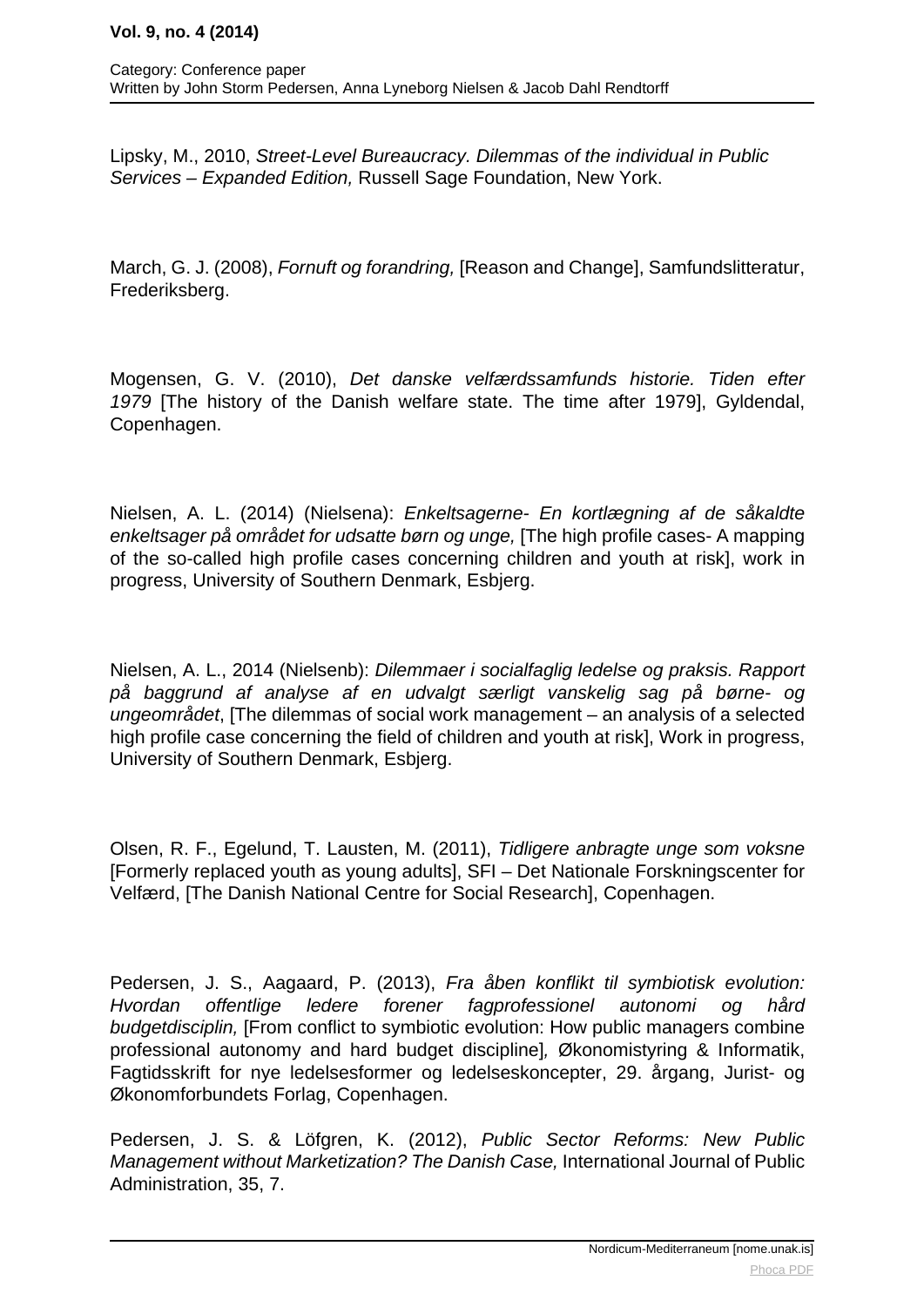Lipsky, M., 2010, *Street-Level Bureaucracy. Dilemmas of the individual in Public Services – Expanded Edition,* Russell Sage Foundation, New York.

March, G. J. (2008), *Fornuft og forandring,* [Reason and Change], Samfundslitteratur, Frederiksberg.

Mogensen, G. V. (2010), *Det danske velfærdssamfunds historie. Tiden efter 1979* [The history of the Danish welfare state. The time after 1979], Gyldendal, Copenhagen.

Nielsen, A. L. (2014) (Nielsena): *Enkeltsagerne- En kortlægning af de såkaldte enkeltsager på området for udsatte børn og unge,* [The high profile cases- A mapping of the so-called high profile cases concerning children and youth at risk], work in progress, University of Southern Denmark, Esbjerg.

Nielsen, A. L., 2014 (Nielsenb): *Dilemmaer i socialfaglig ledelse og praksis. Rapport på baggrund af analyse af en udvalgt særligt vanskelig sag på børne- og ungeområdet*, [The dilemmas of social work management – an analysis of a selected high profile case concerning the field of children and youth at risk], Work in progress, University of Southern Denmark, Esbjerg.

Olsen, R. F., Egelund, T. Lausten, M. (2011), *Tidligere anbragte unge som voksne* [Formerly replaced youth as young adults], SFI – Det Nationale Forskningscenter for Velfærd, [The Danish National Centre for Social Research], Copenhagen.

Pedersen, J. S., Aagaard, P. (2013), *Fra åben konflikt til symbiotisk evolution: Hvordan offentlige ledere forener fagprofessionel autonomi og hård budgetdisciplin,* [From conflict to symbiotic evolution: How public managers combine professional autonomy and hard budget discipline]*,* Økonomistyring & Informatik, Fagtidsskrift for nye ledelsesformer og ledelseskoncepter, 29. årgang, Jurist- og Økonomforbundets Forlag, Copenhagen.

Pedersen, J. S. & Löfgren, K. (2012), *Public Sector Reforms: New Public Management without Marketization? The Danish Case,* International Journal of Public Administration, 35, 7.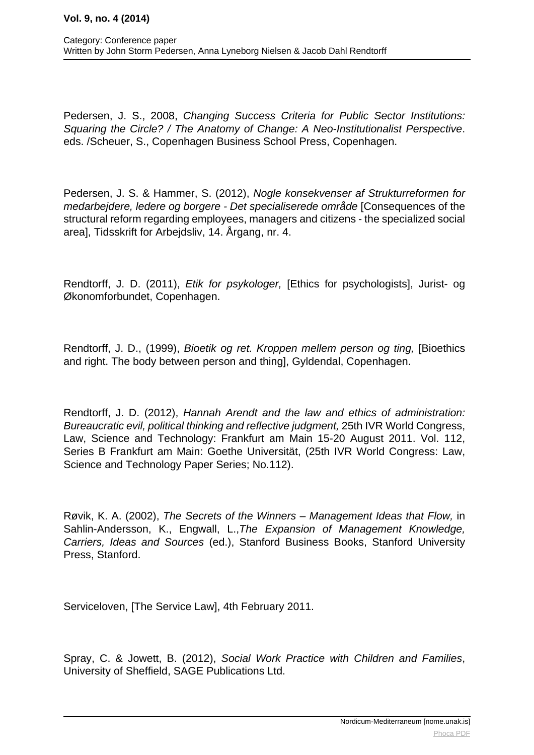Pedersen, J. S., 2008, *Changing Success Criteria for Public Sector Institutions: Squaring the Circle? / The Anatomy of Change: A Neo-Institutionalist Perspective*. eds. /Scheuer, S., Copenhagen Business School Press, Copenhagen.

Pedersen, J. S. & Hammer, S. (2012), *Nogle konsekvenser af Strukturreformen for medarbejdere, ledere og borgere - Det specialiserede område* [Consequences of the structural reform regarding employees, managers and citizens - the specialized social area], Tidsskrift for Arbejdsliv, 14. Årgang, nr. 4.

Rendtorff, J. D. (2011), *Etik for psykologer,* [Ethics for psychologists], Jurist- og Økonomforbundet, Copenhagen.

Rendtorff, J. D., (1999), *Bioetik og ret. Kroppen mellem person og ting,* [Bioethics and right. The body between person and thing], Gyldendal, Copenhagen.

Rendtorff, J. D. (2012), *Hannah Arendt and the law and ethics of administration: Bureaucratic evil, political thinking and reflective judgment,* 25th IVR World Congress, Law, Science and Technology: Frankfurt am Main 15-20 August 2011. Vol. 112, Series B Frankfurt am Main: Goethe Universität, (25th IVR World Congress: Law, Science and Technology Paper Series; No.112).

Røvik, K. A. (2002), *The Secrets of the Winners – Management Ideas that Flow,* in Sahlin-Andersson, K., Engwall, L.,*The Expansion of Management Knowledge, Carriers, Ideas and Sources* (ed.), Stanford Business Books, Stanford University Press, Stanford.

Serviceloven, [The Service Law], 4th February 2011.

Spray, C. & Jowett, B. (2012), *Social Work Practice with Children and Families*, University of Sheffield, SAGE Publications Ltd.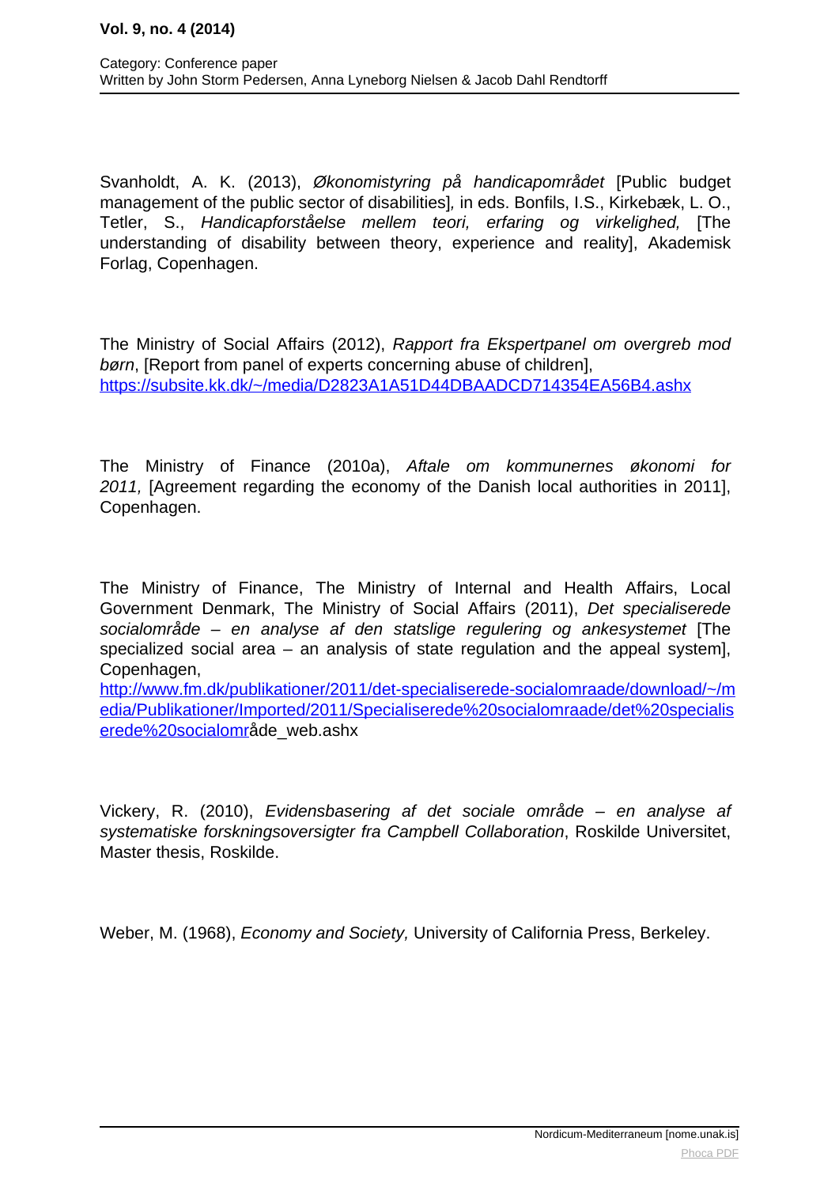Svanholdt, A. K. (2013), *Økonomistyring på handicapområdet* [Public budget management of the public sector of disabilities], in eds. Bonfils, I.S., Kirkebæk, L. O., Tetler, S., *Handicapforståelse mellem teori, erfaring og virkelighed,* [The understanding of disability between theory, experience and reality], Akademisk Forlag, Copenhagen.

The Ministry of Social Affairs (2012), *Rapport fra Ekspertpanel om overgreb mod børn*, [Report from panel of experts concerning abuse of children], https://subsite.kk.dk/~/media/D2823A1A51D44DBAADCD714354EA56B4.ashx

The Ministry of Finance (2010a), *Aftale om kommunernes økonomi for 2011,* [Agreement regarding the economy of the Danish local authorities in 2011], Copenhagen.

The Ministry of Finance, The Ministry of Internal and Health Affairs, Local Government Denmark, The Ministry of Social Affairs (2011), *Det specialiserede socialområde – en analyse af den statslige regulering og ankesystemet* [The specialized social area – an analysis of state regulation and the appeal system], Copenhagen, http://www.fm.dk/publikationer/2011/det-specialiserede-socialomraade/download/~/media/Publikationer/Imported/2011/Specialiserede%20socialomraade/det%20specialiserede%20socialområde_web.ashx

Vickery, R. (2010), *Evidensbasering af det sociale område – en analyse af systematiske forskningsoversigter fra Campbell Collaboration*, Roskilde Universitet, Master thesis, Roskilde.

Weber, M. (1968), *Economy and Society,* University of California Press, Berkeley.